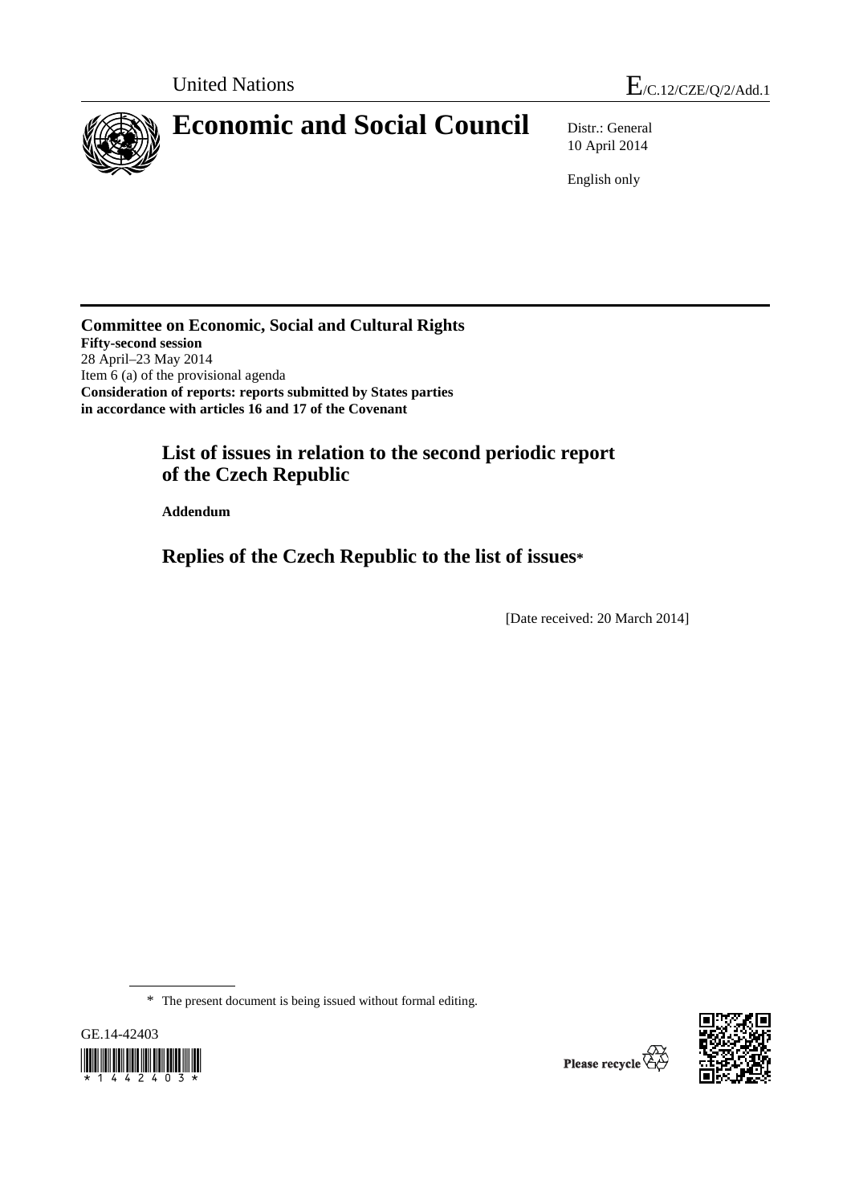United Nations E/C.12/CZE/Q/2/Add.1

# Economic and Social Council

Distr.: General
10 April 2014

English only

**Committee on Economic, Social and Cultural Rights**
**Fifty-second session**
28 April–23 May 2014
Item 6 (a) of the provisional agenda
**Consideration of reports: reports submitted by States parties in accordance with articles 16 and 17 of the Covenant**

## List of issues in relation to the second periodic report of the Czech Republic

**Addendum**

## Replies of the Czech Republic to the list of issues*

[Date received: 20 March 2014]

\* The present document is being issued without formal editing.

GE.14-42403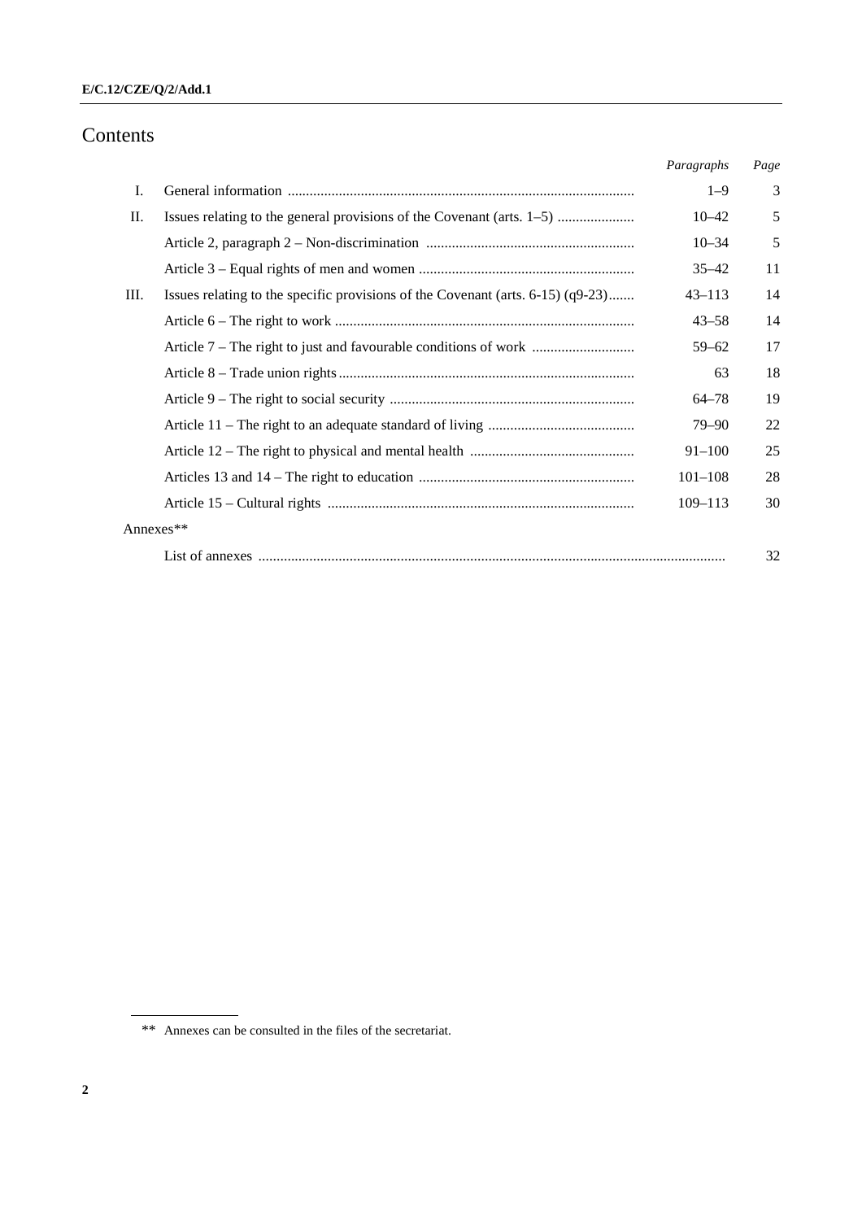# Contents

| | | Paragraphs | Page |
|---|---|---|---|
| I. | General information | 1–9 | 3 |
| II. | Issues relating to the general provisions of the Covenant (arts. 1–5) | 10–42 | 5 |
| | Article 2, paragraph 2 – Non-discrimination | 10–34 | 5 |
| | Article 3 – Equal rights of men and women | 35–42 | 11 |
| III. | Issues relating to the specific provisions of the Covenant (arts. 6-15) (q9-23) | 43–113 | 14 |
| | Article 6 – The right to work | 43–58 | 14 |
| | Article 7 – The right to just and favourable conditions of work | 59–62 | 17 |
| | Article 8 – Trade union rights | 63 | 18 |
| | Article 9 – The right to social security | 64–78 | 19 |
| | Article 11 – The right to an adequate standard of living | 79–90 | 22 |
| | Article 12 – The right to physical and mental health | 91–100 | 25 |
| | Articles 13 and 14 – The right to education | 101–108 | 28 |
| | Article 15 – Cultural rights | 109–113 | 30 |
| Annexes** | | | |
| | List of annexes | | 32 |

** Annexes can be consulted in the files of the secretariat.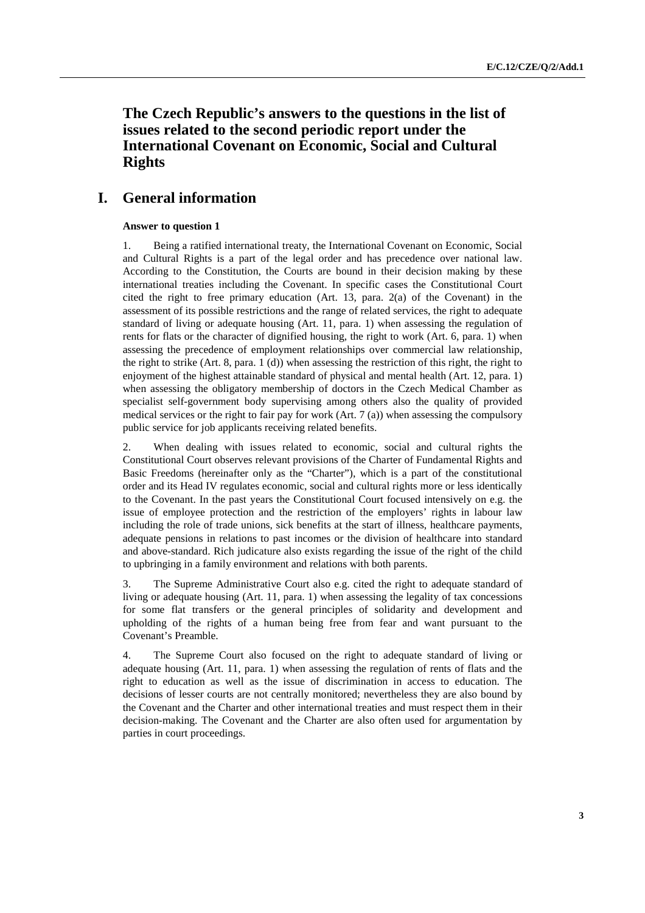# The Czech Republic's answers to the questions in the list of issues related to the second periodic report under the International Covenant on Economic, Social and Cultural Rights

## I. General information

**Answer to question 1**

1. Being a ratified international treaty, the International Covenant on Economic, Social and Cultural Rights is a part of the legal order and has precedence over national law. According to the Constitution, the Courts are bound in their decision making by these international treaties including the Covenant. In specific cases the Constitutional Court cited the right to free primary education (Art. 13, para. 2(a) of the Covenant) in the assessment of its possible restrictions and the range of related services, the right to adequate standard of living or adequate housing (Art. 11, para. 1) when assessing the regulation of rents for flats or the character of dignified housing, the right to work (Art. 6, para. 1) when assessing the precedence of employment relationships over commercial law relationship, the right to strike (Art. 8, para. 1 (d)) when assessing the restriction of this right, the right to enjoyment of the highest attainable standard of physical and mental health (Art. 12, para. 1) when assessing the obligatory membership of doctors in the Czech Medical Chamber as specialist self-government body supervising among others also the quality of provided medical services or the right to fair pay for work (Art. 7 (a)) when assessing the compulsory public service for job applicants receiving related benefits.

2. When dealing with issues related to economic, social and cultural rights the Constitutional Court observes relevant provisions of the Charter of Fundamental Rights and Basic Freedoms (hereinafter only as the "Charter"), which is a part of the constitutional order and its Head IV regulates economic, social and cultural rights more or less identically to the Covenant. In the past years the Constitutional Court focused intensively on e.g. the issue of employee protection and the restriction of the employers' rights in labour law including the role of trade unions, sick benefits at the start of illness, healthcare payments, adequate pensions in relations to past incomes or the division of healthcare into standard and above-standard. Rich judicature also exists regarding the issue of the right of the child to upbringing in a family environment and relations with both parents.

3. The Supreme Administrative Court also e.g. cited the right to adequate standard of living or adequate housing (Art. 11, para. 1) when assessing the legality of tax concessions for some flat transfers or the general principles of solidarity and development and upholding of the rights of a human being free from fear and want pursuant to the Covenant's Preamble.

4. The Supreme Court also focused on the right to adequate standard of living or adequate housing (Art. 11, para. 1) when assessing the regulation of rents of flats and the right to education as well as the issue of discrimination in access to education. The decisions of lesser courts are not centrally monitored; nevertheless they are also bound by the Covenant and the Charter and other international treaties and must respect them in their decision-making. The Covenant and the Charter are also often used for argumentation by parties in court proceedings.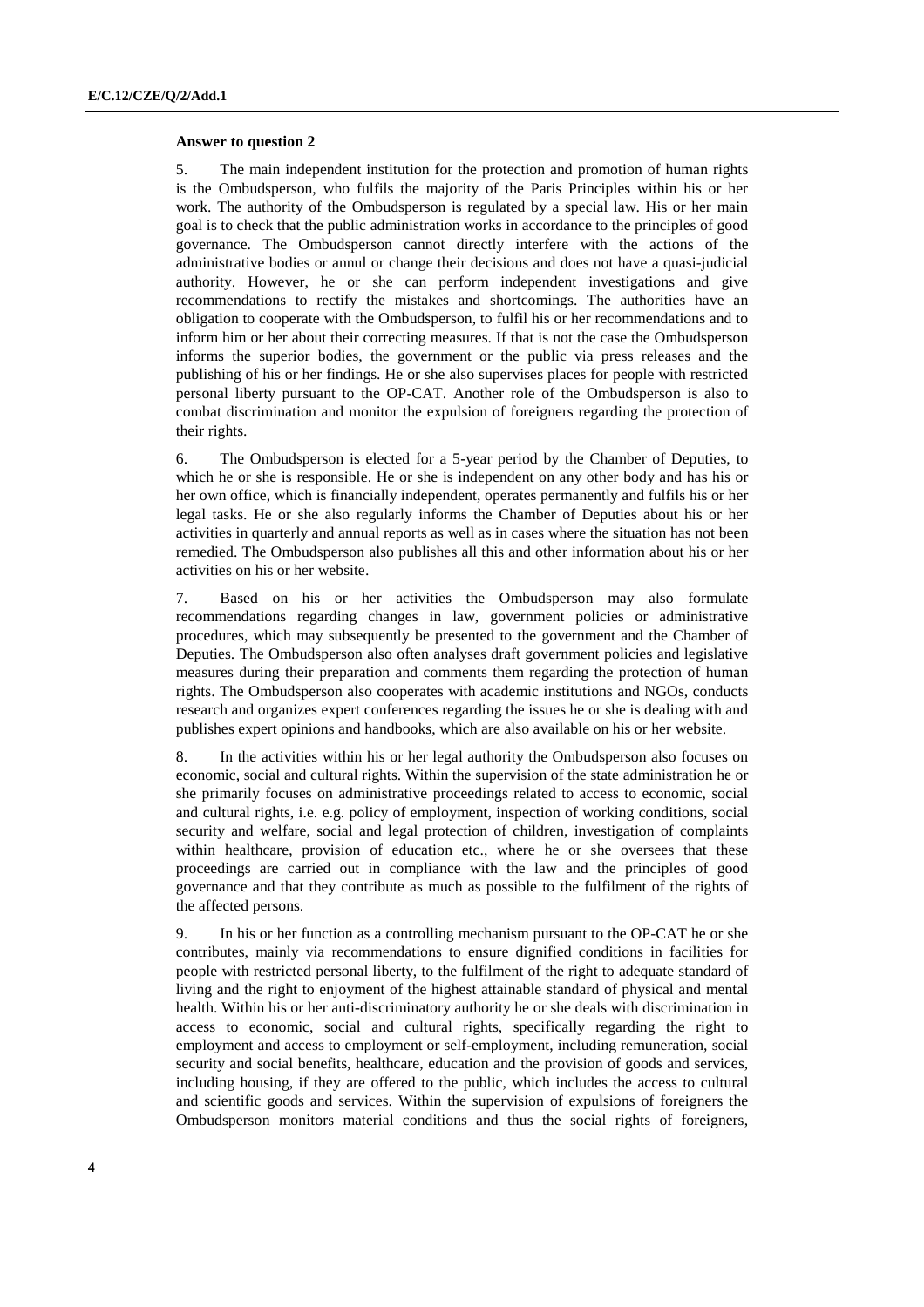**Answer to question 2**

5. The main independent institution for the protection and promotion of human rights is the Ombudsperson, who fulfils the majority of the Paris Principles within his or her work. The authority of the Ombudsperson is regulated by a special law. His or her main goal is to check that the public administration works in accordance to the principles of good governance. The Ombudsperson cannot directly interfere with the actions of the administrative bodies or annul or change their decisions and does not have a quasi-judicial authority. However, he or she can perform independent investigations and give recommendations to rectify the mistakes and shortcomings. The authorities have an obligation to cooperate with the Ombudsperson, to fulfil his or her recommendations and to inform him or her about their correcting measures. If that is not the case the Ombudsperson informs the superior bodies, the government or the public via press releases and the publishing of his or her findings. He or she also supervises places for people with restricted personal liberty pursuant to the OP-CAT. Another role of the Ombudsperson is also to combat discrimination and monitor the expulsion of foreigners regarding the protection of their rights.

6. The Ombudsperson is elected for a 5-year period by the Chamber of Deputies, to which he or she is responsible. He or she is independent on any other body and has his or her own office, which is financially independent, operates permanently and fulfils his or her legal tasks. He or she also regularly informs the Chamber of Deputies about his or her activities in quarterly and annual reports as well as in cases where the situation has not been remedied. The Ombudsperson also publishes all this and other information about his or her activities on his or her website.

7. Based on his or her activities the Ombudsperson may also formulate recommendations regarding changes in law, government policies or administrative procedures, which may subsequently be presented to the government and the Chamber of Deputies. The Ombudsperson also often analyses draft government policies and legislative measures during their preparation and comments them regarding the protection of human rights. The Ombudsperson also cooperates with academic institutions and NGOs, conducts research and organizes expert conferences regarding the issues he or she is dealing with and publishes expert opinions and handbooks, which are also available on his or her website.

8. In the activities within his or her legal authority the Ombudsperson also focuses on economic, social and cultural rights. Within the supervision of the state administration he or she primarily focuses on administrative proceedings related to access to economic, social and cultural rights, i.e. e.g. policy of employment, inspection of working conditions, social security and welfare, social and legal protection of children, investigation of complaints within healthcare, provision of education etc., where he or she oversees that these proceedings are carried out in compliance with the law and the principles of good governance and that they contribute as much as possible to the fulfilment of the rights of the affected persons.

9. In his or her function as a controlling mechanism pursuant to the OP-CAT he or she contributes, mainly via recommendations to ensure dignified conditions in facilities for people with restricted personal liberty, to the fulfilment of the right to adequate standard of living and the right to enjoyment of the highest attainable standard of physical and mental health. Within his or her anti-discriminatory authority he or she deals with discrimination in access to economic, social and cultural rights, specifically regarding the right to employment and access to employment or self-employment, including remuneration, social security and social benefits, healthcare, education and the provision of goods and services, including housing, if they are offered to the public, which includes the access to cultural and scientific goods and services. Within the supervision of expulsions of foreigners the Ombudsperson monitors material conditions and thus the social rights of foreigners,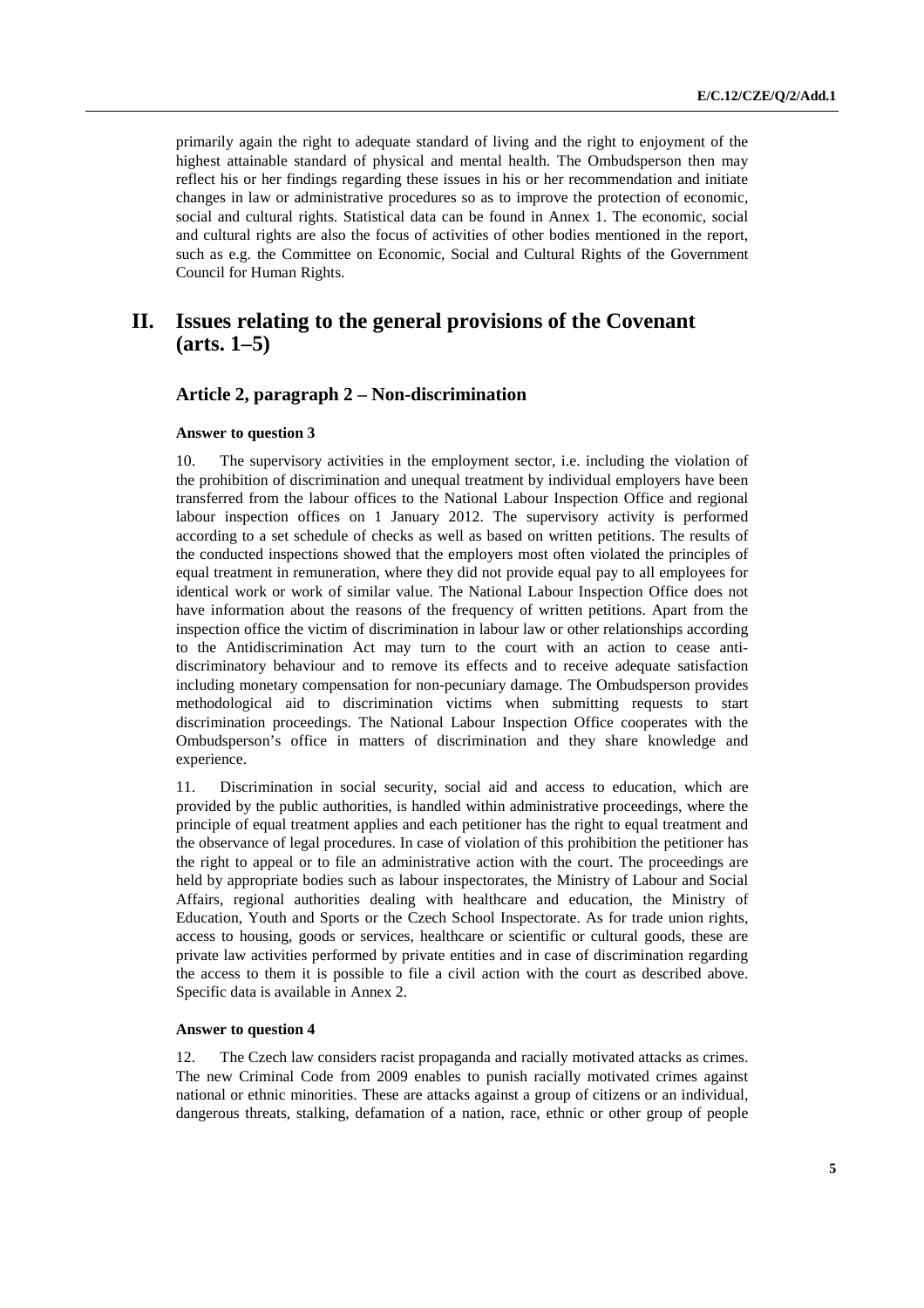primarily again the right to adequate standard of living and the right to enjoyment of the highest attainable standard of physical and mental health. The Ombudsperson then may reflect his or her findings regarding these issues in his or her recommendation and initiate changes in law or administrative procedures so as to improve the protection of economic, social and cultural rights. Statistical data can be found in Annex 1. The economic, social and cultural rights are also the focus of activities of other bodies mentioned in the report, such as e.g. the Committee on Economic, Social and Cultural Rights of the Government Council for Human Rights.

# II. Issues relating to the general provisions of the Covenant (arts. 1–5)

## Article 2, paragraph 2 – Non-discrimination

**Answer to question 3**

10. The supervisory activities in the employment sector, i.e. including the violation of the prohibition of discrimination and unequal treatment by individual employers have been transferred from the labour offices to the National Labour Inspection Office and regional labour inspection offices on 1 January 2012. The supervisory activity is performed according to a set schedule of checks as well as based on written petitions. The results of the conducted inspections showed that the employers most often violated the principles of equal treatment in remuneration, where they did not provide equal pay to all employees for identical work or work of similar value. The National Labour Inspection Office does not have information about the reasons of the frequency of written petitions. Apart from the inspection office the victim of discrimination in labour law or other relationships according to the Antidiscrimination Act may turn to the court with an action to cease anti-discriminatory behaviour and to remove its effects and to receive adequate satisfaction including monetary compensation for non-pecuniary damage. The Ombudsperson provides methodological aid to discrimination victims when submitting requests to start discrimination proceedings. The National Labour Inspection Office cooperates with the Ombudsperson's office in matters of discrimination and they share knowledge and experience.

11. Discrimination in social security, social aid and access to education, which are provided by the public authorities, is handled within administrative proceedings, where the principle of equal treatment applies and each petitioner has the right to equal treatment and the observance of legal procedures. In case of violation of this prohibition the petitioner has the right to appeal or to file an administrative action with the court. The proceedings are held by appropriate bodies such as labour inspectorates, the Ministry of Labour and Social Affairs, regional authorities dealing with healthcare and education, the Ministry of Education, Youth and Sports or the Czech School Inspectorate. As for trade union rights, access to housing, goods or services, healthcare or scientific or cultural goods, these are private law activities performed by private entities and in case of discrimination regarding the access to them it is possible to file a civil action with the court as described above. Specific data is available in Annex 2.

**Answer to question 4**

12. The Czech law considers racist propaganda and racially motivated attacks as crimes. The new Criminal Code from 2009 enables to punish racially motivated crimes against national or ethnic minorities. These are attacks against a group of citizens or an individual, dangerous threats, stalking, defamation of a nation, race, ethnic or other group of people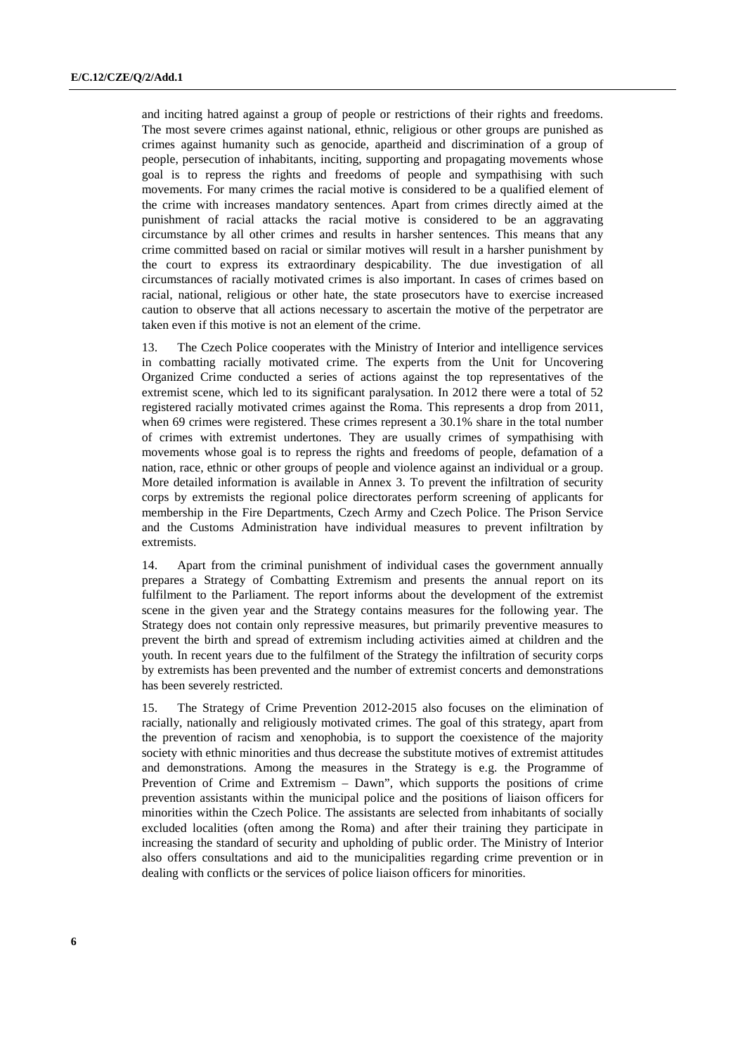and inciting hatred against a group of people or restrictions of their rights and freedoms. The most severe crimes against national, ethnic, religious or other groups are punished as crimes against humanity such as genocide, apartheid and discrimination of a group of people, persecution of inhabitants, inciting, supporting and propagating movements whose goal is to repress the rights and freedoms of people and sympathising with such movements. For many crimes the racial motive is considered to be a qualified element of the crime with increases mandatory sentences. Apart from crimes directly aimed at the punishment of racial attacks the racial motive is considered to be an aggravating circumstance by all other crimes and results in harsher sentences. This means that any crime committed based on racial or similar motives will result in a harsher punishment by the court to express its extraordinary despicability. The due investigation of all circumstances of racially motivated crimes is also important. In cases of crimes based on racial, national, religious or other hate, the state prosecutors have to exercise increased caution to observe that all actions necessary to ascertain the motive of the perpetrator are taken even if this motive is not an element of the crime.

13. The Czech Police cooperates with the Ministry of Interior and intelligence services in combatting racially motivated crime. The experts from the Unit for Uncovering Organized Crime conducted a series of actions against the top representatives of the extremist scene, which led to its significant paralysation. In 2012 there were a total of 52 registered racially motivated crimes against the Roma. This represents a drop from 2011, when 69 crimes were registered. These crimes represent a 30.1% share in the total number of crimes with extremist undertones. They are usually crimes of sympathising with movements whose goal is to repress the rights and freedoms of people, defamation of a nation, race, ethnic or other groups of people and violence against an individual or a group. More detailed information is available in Annex 3. To prevent the infiltration of security corps by extremists the regional police directorates perform screening of applicants for membership in the Fire Departments, Czech Army and Czech Police. The Prison Service and the Customs Administration have individual measures to prevent infiltration by extremists.

14. Apart from the criminal punishment of individual cases the government annually prepares a Strategy of Combatting Extremism and presents the annual report on its fulfilment to the Parliament. The report informs about the development of the extremist scene in the given year and the Strategy contains measures for the following year. The Strategy does not contain only repressive measures, but primarily preventive measures to prevent the birth and spread of extremism including activities aimed at children and the youth. In recent years due to the fulfilment of the Strategy the infiltration of security corps by extremists has been prevented and the number of extremist concerts and demonstrations has been severely restricted.

15. The Strategy of Crime Prevention 2012-2015 also focuses on the elimination of racially, nationally and religiously motivated crimes. The goal of this strategy, apart from the prevention of racism and xenophobia, is to support the coexistence of the majority society with ethnic minorities and thus decrease the substitute motives of extremist attitudes and demonstrations. Among the measures in the Strategy is e.g. the Programme of Prevention of Crime and Extremism – Dawn", which supports the positions of crime prevention assistants within the municipal police and the positions of liaison officers for minorities within the Czech Police. The assistants are selected from inhabitants of socially excluded localities (often among the Roma) and after their training they participate in increasing the standard of security and upholding of public order. The Ministry of Interior also offers consultations and aid to the municipalities regarding crime prevention or in dealing with conflicts or the services of police liaison officers for minorities.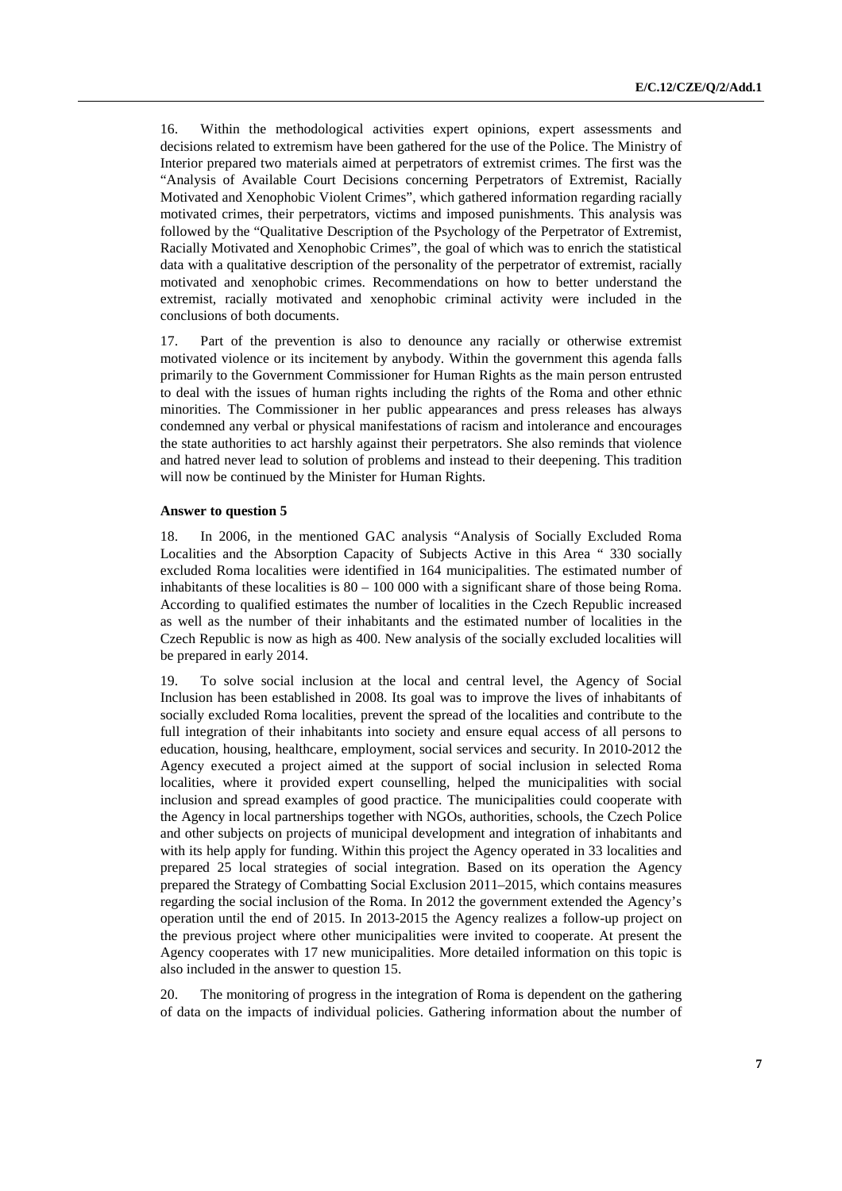16. Within the methodological activities expert opinions, expert assessments and decisions related to extremism have been gathered for the use of the Police. The Ministry of Interior prepared two materials aimed at perpetrators of extremist crimes. The first was the "Analysis of Available Court Decisions concerning Perpetrators of Extremist, Racially Motivated and Xenophobic Violent Crimes", which gathered information regarding racially motivated crimes, their perpetrators, victims and imposed punishments. This analysis was followed by the "Qualitative Description of the Psychology of the Perpetrator of Extremist, Racially Motivated and Xenophobic Crimes", the goal of which was to enrich the statistical data with a qualitative description of the personality of the perpetrator of extremist, racially motivated and xenophobic crimes. Recommendations on how to better understand the extremist, racially motivated and xenophobic criminal activity were included in the conclusions of both documents.

17. Part of the prevention is also to denounce any racially or otherwise extremist motivated violence or its incitement by anybody. Within the government this agenda falls primarily to the Government Commissioner for Human Rights as the main person entrusted to deal with the issues of human rights including the rights of the Roma and other ethnic minorities. The Commissioner in her public appearances and press releases has always condemned any verbal or physical manifestations of racism and intolerance and encourages the state authorities to act harshly against their perpetrators. She also reminds that violence and hatred never lead to solution of problems and instead to their deepening. This tradition will now be continued by the Minister for Human Rights.

**Answer to question 5**

18. In 2006, in the mentioned GAC analysis "Analysis of Socially Excluded Roma Localities and the Absorption Capacity of Subjects Active in this Area " 330 socially excluded Roma localities were identified in 164 municipalities. The estimated number of inhabitants of these localities is 80 – 100 000 with a significant share of those being Roma. According to qualified estimates the number of localities in the Czech Republic increased as well as the number of their inhabitants and the estimated number of localities in the Czech Republic is now as high as 400. New analysis of the socially excluded localities will be prepared in early 2014.

19. To solve social inclusion at the local and central level, the Agency of Social Inclusion has been established in 2008. Its goal was to improve the lives of inhabitants of socially excluded Roma localities, prevent the spread of the localities and contribute to the full integration of their inhabitants into society and ensure equal access of all persons to education, housing, healthcare, employment, social services and security. In 2010-2012 the Agency executed a project aimed at the support of social inclusion in selected Roma localities, where it provided expert counselling, helped the municipalities with social inclusion and spread examples of good practice. The municipalities could cooperate with the Agency in local partnerships together with NGOs, authorities, schools, the Czech Police and other subjects on projects of municipal development and integration of inhabitants and with its help apply for funding. Within this project the Agency operated in 33 localities and prepared 25 local strategies of social integration. Based on its operation the Agency prepared the Strategy of Combatting Social Exclusion 2011–2015, which contains measures regarding the social inclusion of the Roma. In 2012 the government extended the Agency's operation until the end of 2015. In 2013-2015 the Agency realizes a follow-up project on the previous project where other municipalities were invited to cooperate. At present the Agency cooperates with 17 new municipalities. More detailed information on this topic is also included in the answer to question 15.

20. The monitoring of progress in the integration of Roma is dependent on the gathering of data on the impacts of individual policies. Gathering information about the number of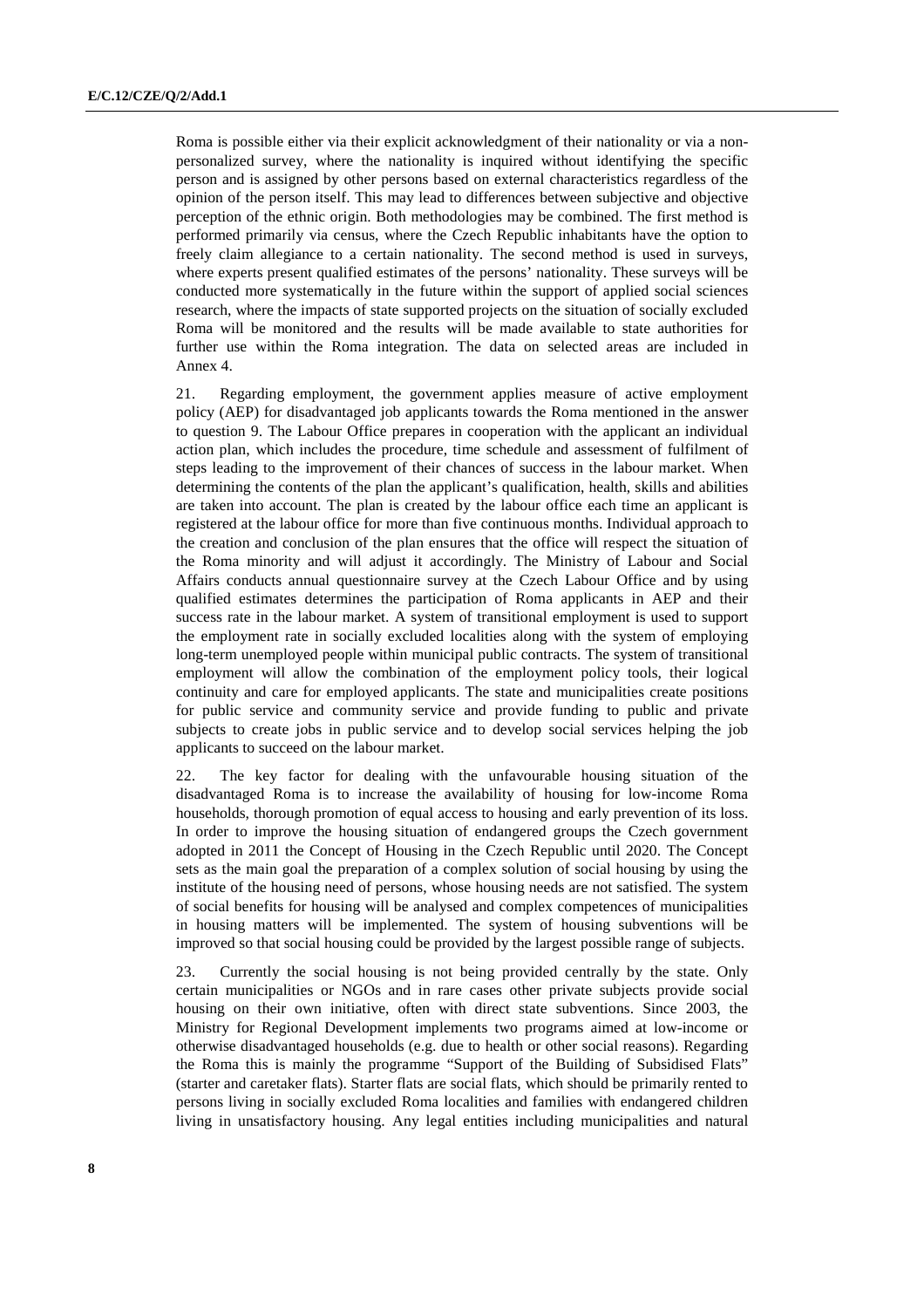Roma is possible either via their explicit acknowledgment of their nationality or via a non-personalized survey, where the nationality is inquired without identifying the specific person and is assigned by other persons based on external characteristics regardless of the opinion of the person itself. This may lead to differences between subjective and objective perception of the ethnic origin. Both methodologies may be combined. The first method is performed primarily via census, where the Czech Republic inhabitants have the option to freely claim allegiance to a certain nationality. The second method is used in surveys, where experts present qualified estimates of the persons' nationality. These surveys will be conducted more systematically in the future within the support of applied social sciences research, where the impacts of state supported projects on the situation of socially excluded Roma will be monitored and the results will be made available to state authorities for further use within the Roma integration. The data on selected areas are included in Annex 4.

21. Regarding employment, the government applies measure of active employment policy (AEP) for disadvantaged job applicants towards the Roma mentioned in the answer to question 9. The Labour Office prepares in cooperation with the applicant an individual action plan, which includes the procedure, time schedule and assessment of fulfilment of steps leading to the improvement of their chances of success in the labour market. When determining the contents of the plan the applicant's qualification, health, skills and abilities are taken into account. The plan is created by the labour office each time an applicant is registered at the labour office for more than five continuous months. Individual approach to the creation and conclusion of the plan ensures that the office will respect the situation of the Roma minority and will adjust it accordingly. The Ministry of Labour and Social Affairs conducts annual questionnaire survey at the Czech Labour Office and by using qualified estimates determines the participation of Roma applicants in AEP and their success rate in the labour market. A system of transitional employment is used to support the employment rate in socially excluded localities along with the system of employing long-term unemployed people within municipal public contracts. The system of transitional employment will allow the combination of the employment policy tools, their logical continuity and care for employed applicants. The state and municipalities create positions for public service and community service and provide funding to public and private subjects to create jobs in public service and to develop social services helping the job applicants to succeed on the labour market.

22. The key factor for dealing with the unfavourable housing situation of the disadvantaged Roma is to increase the availability of housing for low-income Roma households, thorough promotion of equal access to housing and early prevention of its loss. In order to improve the housing situation of endangered groups the Czech government adopted in 2011 the Concept of Housing in the Czech Republic until 2020. The Concept sets as the main goal the preparation of a complex solution of social housing by using the institute of the housing need of persons, whose housing needs are not satisfied. The system of social benefits for housing will be analysed and complex competences of municipalities in housing matters will be implemented. The system of housing subventions will be improved so that social housing could be provided by the largest possible range of subjects.

23. Currently the social housing is not being provided centrally by the state. Only certain municipalities or NGOs and in rare cases other private subjects provide social housing on their own initiative, often with direct state subventions. Since 2003, the Ministry for Regional Development implements two programs aimed at low-income or otherwise disadvantaged households (e.g. due to health or other social reasons). Regarding the Roma this is mainly the programme "Support of the Building of Subsidised Flats" (starter and caretaker flats). Starter flats are social flats, which should be primarily rented to persons living in socially excluded Roma localities and families with endangered children living in unsatisfactory housing. Any legal entities including municipalities and natural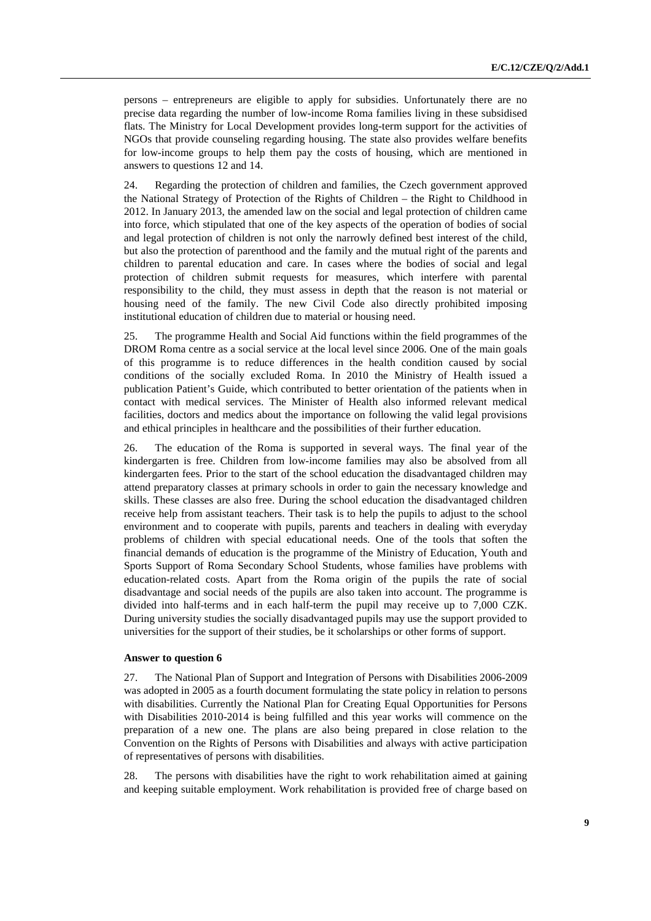persons – entrepreneurs are eligible to apply for subsidies. Unfortunately there are no precise data regarding the number of low-income Roma families living in these subsidised flats. The Ministry for Local Development provides long-term support for the activities of NGOs that provide counseling regarding housing. The state also provides welfare benefits for low-income groups to help them pay the costs of housing, which are mentioned in answers to questions 12 and 14.

24. Regarding the protection of children and families, the Czech government approved the National Strategy of Protection of the Rights of Children – the Right to Childhood in 2012. In January 2013, the amended law on the social and legal protection of children came into force, which stipulated that one of the key aspects of the operation of bodies of social and legal protection of children is not only the narrowly defined best interest of the child, but also the protection of parenthood and the family and the mutual right of the parents and children to parental education and care. In cases where the bodies of social and legal protection of children submit requests for measures, which interfere with parental responsibility to the child, they must assess in depth that the reason is not material or housing need of the family. The new Civil Code also directly prohibited imposing institutional education of children due to material or housing need.

25. The programme Health and Social Aid functions within the field programmes of the DROM Roma centre as a social service at the local level since 2006. One of the main goals of this programme is to reduce differences in the health condition caused by social conditions of the socially excluded Roma. In 2010 the Ministry of Health issued a publication Patient's Guide, which contributed to better orientation of the patients when in contact with medical services. The Minister of Health also informed relevant medical facilities, doctors and medics about the importance on following the valid legal provisions and ethical principles in healthcare and the possibilities of their further education.

26. The education of the Roma is supported in several ways. The final year of the kindergarten is free. Children from low-income families may also be absolved from all kindergarten fees. Prior to the start of the school education the disadvantaged children may attend preparatory classes at primary schools in order to gain the necessary knowledge and skills. These classes are also free. During the school education the disadvantaged children receive help from assistant teachers. Their task is to help the pupils to adjust to the school environment and to cooperate with pupils, parents and teachers in dealing with everyday problems of children with special educational needs. One of the tools that soften the financial demands of education is the programme of the Ministry of Education, Youth and Sports Support of Roma Secondary School Students, whose families have problems with education-related costs. Apart from the Roma origin of the pupils the rate of social disadvantage and social needs of the pupils are also taken into account. The programme is divided into half-terms and in each half-term the pupil may receive up to 7,000 CZK. During university studies the socially disadvantaged pupils may use the support provided to universities for the support of their studies, be it scholarships or other forms of support.

**Answer to question 6**

27. The National Plan of Support and Integration of Persons with Disabilities 2006-2009 was adopted in 2005 as a fourth document formulating the state policy in relation to persons with disabilities. Currently the National Plan for Creating Equal Opportunities for Persons with Disabilities 2010-2014 is being fulfilled and this year works will commence on the preparation of a new one. The plans are also being prepared in close relation to the Convention on the Rights of Persons with Disabilities and always with active participation of representatives of persons with disabilities.

28. The persons with disabilities have the right to work rehabilitation aimed at gaining and keeping suitable employment. Work rehabilitation is provided free of charge based on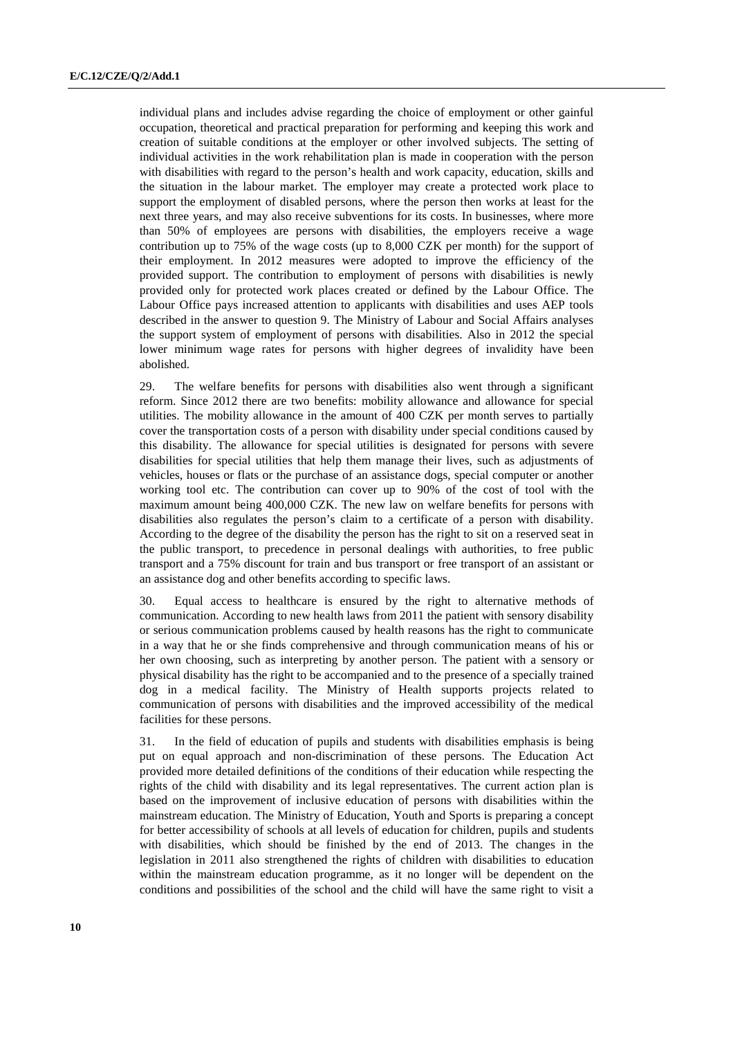individual plans and includes advise regarding the choice of employment or other gainful occupation, theoretical and practical preparation for performing and keeping this work and creation of suitable conditions at the employer or other involved subjects. The setting of individual activities in the work rehabilitation plan is made in cooperation with the person with disabilities with regard to the person's health and work capacity, education, skills and the situation in the labour market. The employer may create a protected work place to support the employment of disabled persons, where the person then works at least for the next three years, and may also receive subventions for its costs. In businesses, where more than 50% of employees are persons with disabilities, the employers receive a wage contribution up to 75% of the wage costs (up to 8,000 CZK per month) for the support of their employment. In 2012 measures were adopted to improve the efficiency of the provided support. The contribution to employment of persons with disabilities is newly provided only for protected work places created or defined by the Labour Office. The Labour Office pays increased attention to applicants with disabilities and uses AEP tools described in the answer to question 9. The Ministry of Labour and Social Affairs analyses the support system of employment of persons with disabilities. Also in 2012 the special lower minimum wage rates for persons with higher degrees of invalidity have been abolished.

29. The welfare benefits for persons with disabilities also went through a significant reform. Since 2012 there are two benefits: mobility allowance and allowance for special utilities. The mobility allowance in the amount of 400 CZK per month serves to partially cover the transportation costs of a person with disability under special conditions caused by this disability. The allowance for special utilities is designated for persons with severe disabilities for special utilities that help them manage their lives, such as adjustments of vehicles, houses or flats or the purchase of an assistance dogs, special computer or another working tool etc. The contribution can cover up to 90% of the cost of tool with the maximum amount being 400,000 CZK. The new law on welfare benefits for persons with disabilities also regulates the person's claim to a certificate of a person with disability. According to the degree of the disability the person has the right to sit on a reserved seat in the public transport, to precedence in personal dealings with authorities, to free public transport and a 75% discount for train and bus transport or free transport of an assistant or an assistance dog and other benefits according to specific laws.

30. Equal access to healthcare is ensured by the right to alternative methods of communication. According to new health laws from 2011 the patient with sensory disability or serious communication problems caused by health reasons has the right to communicate in a way that he or she finds comprehensive and through communication means of his or her own choosing, such as interpreting by another person. The patient with a sensory or physical disability has the right to be accompanied and to the presence of a specially trained dog in a medical facility. The Ministry of Health supports projects related to communication of persons with disabilities and the improved accessibility of the medical facilities for these persons.

31. In the field of education of pupils and students with disabilities emphasis is being put on equal approach and non-discrimination of these persons. The Education Act provided more detailed definitions of the conditions of their education while respecting the rights of the child with disability and its legal representatives. The current action plan is based on the improvement of inclusive education of persons with disabilities within the mainstream education. The Ministry of Education, Youth and Sports is preparing a concept for better accessibility of schools at all levels of education for children, pupils and students with disabilities, which should be finished by the end of 2013. The changes in the legislation in 2011 also strengthened the rights of children with disabilities to education within the mainstream education programme, as it no longer will be dependent on the conditions and possibilities of the school and the child will have the same right to visit a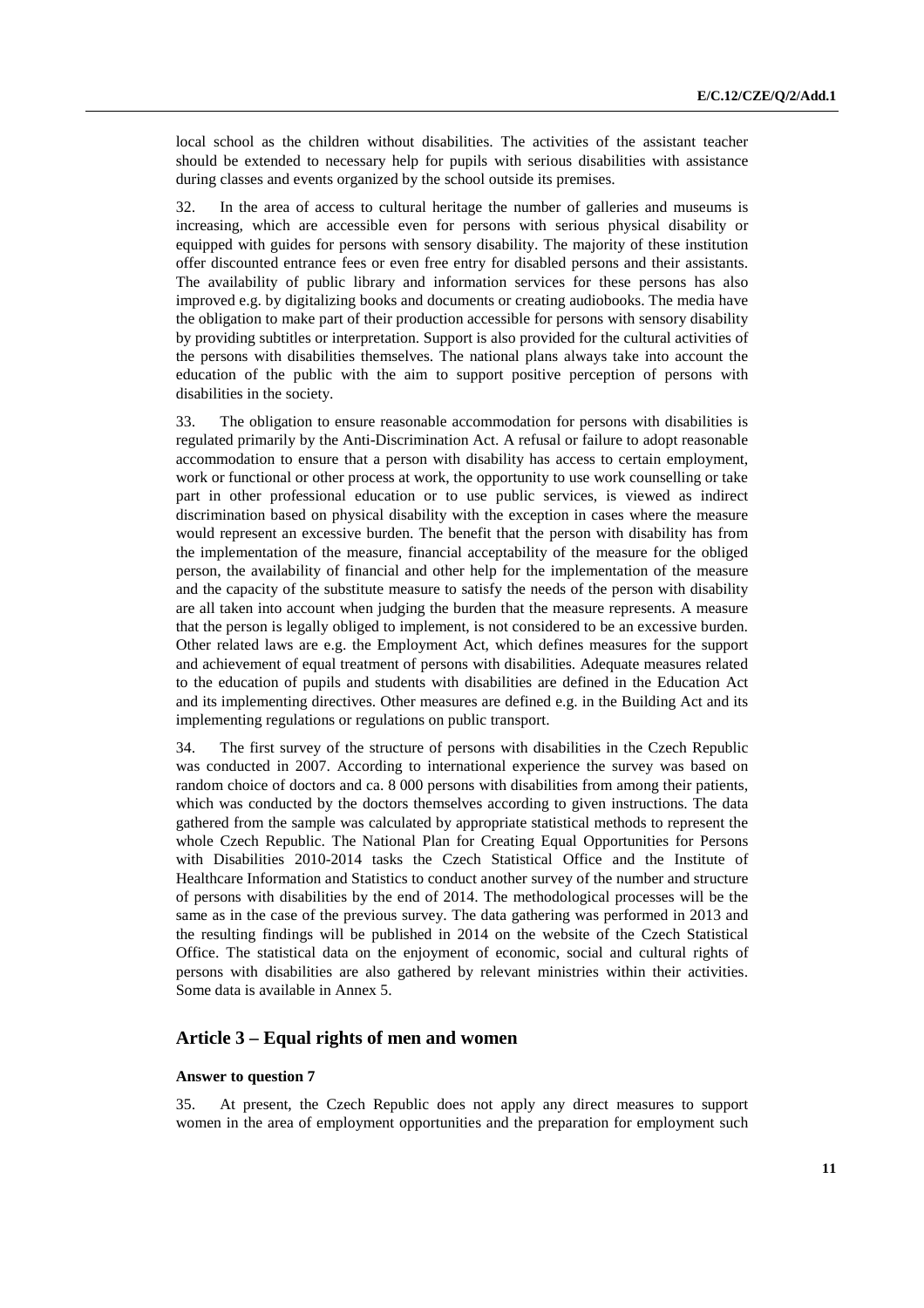local school as the children without disabilities. The activities of the assistant teacher should be extended to necessary help for pupils with serious disabilities with assistance during classes and events organized by the school outside its premises.

32. In the area of access to cultural heritage the number of galleries and museums is increasing, which are accessible even for persons with serious physical disability or equipped with guides for persons with sensory disability. The majority of these institution offer discounted entrance fees or even free entry for disabled persons and their assistants. The availability of public library and information services for these persons has also improved e.g. by digitalizing books and documents or creating audiobooks. The media have the obligation to make part of their production accessible for persons with sensory disability by providing subtitles or interpretation. Support is also provided for the cultural activities of the persons with disabilities themselves. The national plans always take into account the education of the public with the aim to support positive perception of persons with disabilities in the society.

33. The obligation to ensure reasonable accommodation for persons with disabilities is regulated primarily by the Anti-Discrimination Act. A refusal or failure to adopt reasonable accommodation to ensure that a person with disability has access to certain employment, work or functional or other process at work, the opportunity to use work counselling or take part in other professional education or to use public services, is viewed as indirect discrimination based on physical disability with the exception in cases where the measure would represent an excessive burden. The benefit that the person with disability has from the implementation of the measure, financial acceptability of the measure for the obliged person, the availability of financial and other help for the implementation of the measure and the capacity of the substitute measure to satisfy the needs of the person with disability are all taken into account when judging the burden that the measure represents. A measure that the person is legally obliged to implement, is not considered to be an excessive burden. Other related laws are e.g. the Employment Act, which defines measures for the support and achievement of equal treatment of persons with disabilities. Adequate measures related to the education of pupils and students with disabilities are defined in the Education Act and its implementing directives. Other measures are defined e.g. in the Building Act and its implementing regulations or regulations on public transport.

34. The first survey of the structure of persons with disabilities in the Czech Republic was conducted in 2007. According to international experience the survey was based on random choice of doctors and ca. 8 000 persons with disabilities from among their patients, which was conducted by the doctors themselves according to given instructions. The data gathered from the sample was calculated by appropriate statistical methods to represent the whole Czech Republic. The National Plan for Creating Equal Opportunities for Persons with Disabilities 2010-2014 tasks the Czech Statistical Office and the Institute of Healthcare Information and Statistics to conduct another survey of the number and structure of persons with disabilities by the end of 2014. The methodological processes will be the same as in the case of the previous survey. The data gathering was performed in 2013 and the resulting findings will be published in 2014 on the website of the Czech Statistical Office. The statistical data on the enjoyment of economic, social and cultural rights of persons with disabilities are also gathered by relevant ministries within their activities. Some data is available in Annex 5.

## Article 3 – Equal rights of men and women

**Answer to question 7**

35. At present, the Czech Republic does not apply any direct measures to support women in the area of employment opportunities and the preparation for employment such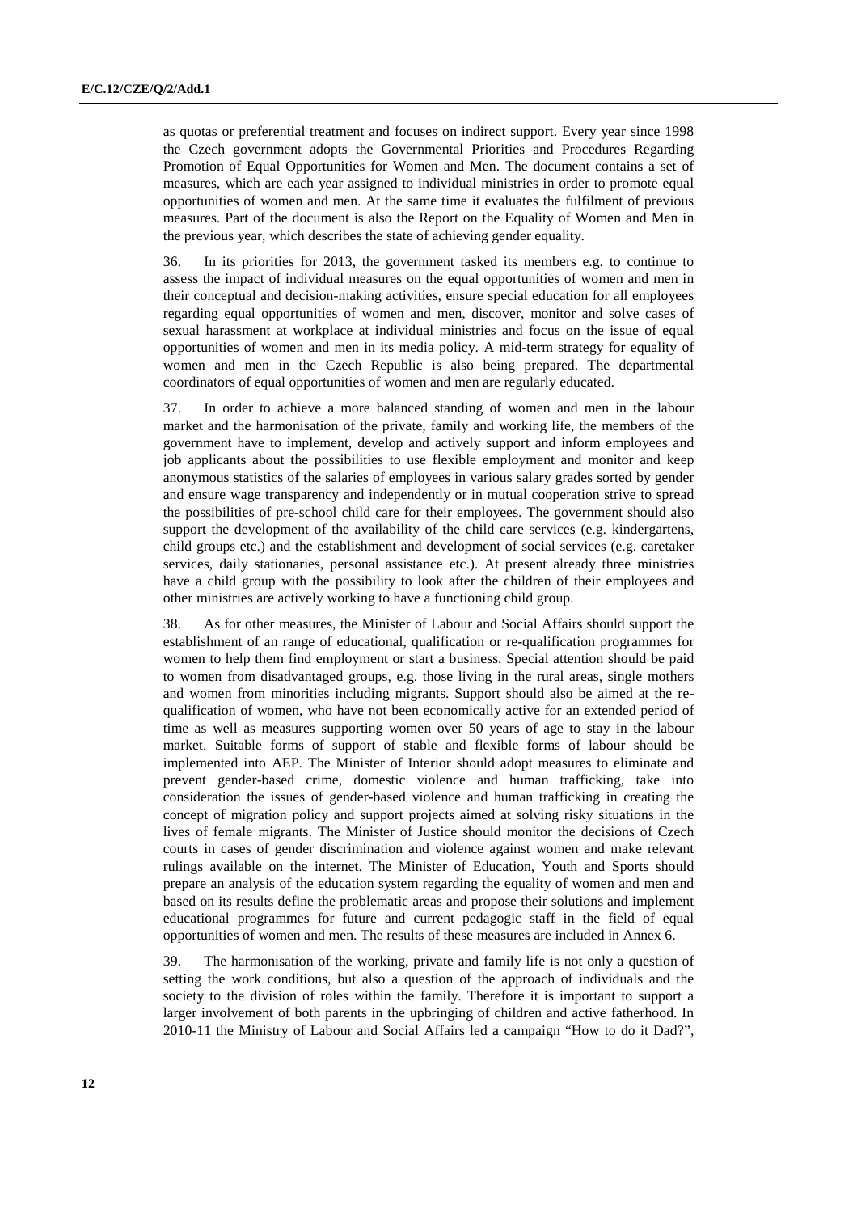as quotas or preferential treatment and focuses on indirect support. Every year since 1998 the Czech government adopts the Governmental Priorities and Procedures Regarding Promotion of Equal Opportunities for Women and Men. The document contains a set of measures, which are each year assigned to individual ministries in order to promote equal opportunities of women and men. At the same time it evaluates the fulfilment of previous measures. Part of the document is also the Report on the Equality of Women and Men in the previous year, which describes the state of achieving gender equality.

36. In its priorities for 2013, the government tasked its members e.g. to continue to assess the impact of individual measures on the equal opportunities of women and men in their conceptual and decision-making activities, ensure special education for all employees regarding equal opportunities of women and men, discover, monitor and solve cases of sexual harassment at workplace at individual ministries and focus on the issue of equal opportunities of women and men in its media policy. A mid-term strategy for equality of women and men in the Czech Republic is also being prepared. The departmental coordinators of equal opportunities of women and men are regularly educated.

37. In order to achieve a more balanced standing of women and men in the labour market and the harmonisation of the private, family and working life, the members of the government have to implement, develop and actively support and inform employees and job applicants about the possibilities to use flexible employment and monitor and keep anonymous statistics of the salaries of employees in various salary grades sorted by gender and ensure wage transparency and independently or in mutual cooperation strive to spread the possibilities of pre-school child care for their employees. The government should also support the development of the availability of the child care services (e.g. kindergartens, child groups etc.) and the establishment and development of social services (e.g. caretaker services, daily stationaries, personal assistance etc.). At present already three ministries have a child group with the possibility to look after the children of their employees and other ministries are actively working to have a functioning child group.

38. As for other measures, the Minister of Labour and Social Affairs should support the establishment of an range of educational, qualification or re-qualification programmes for women to help them find employment or start a business. Special attention should be paid to women from disadvantaged groups, e.g. those living in the rural areas, single mothers and women from minorities including migrants. Support should also be aimed at the re-qualification of women, who have not been economically active for an extended period of time as well as measures supporting women over 50 years of age to stay in the labour market. Suitable forms of support of stable and flexible forms of labour should be implemented into AEP. The Minister of Interior should adopt measures to eliminate and prevent gender-based crime, domestic violence and human trafficking, take into consideration the issues of gender-based violence and human trafficking in creating the concept of migration policy and support projects aimed at solving risky situations in the lives of female migrants. The Minister of Justice should monitor the decisions of Czech courts in cases of gender discrimination and violence against women and make relevant rulings available on the internet. The Minister of Education, Youth and Sports should prepare an analysis of the education system regarding the equality of women and men and based on its results define the problematic areas and propose their solutions and implement educational programmes for future and current pedagogic staff in the field of equal opportunities of women and men. The results of these measures are included in Annex 6.

39. The harmonisation of the working, private and family life is not only a question of setting the work conditions, but also a question of the approach of individuals and the society to the division of roles within the family. Therefore it is important to support a larger involvement of both parents in the upbringing of children and active fatherhood. In 2010-11 the Ministry of Labour and Social Affairs led a campaign "How to do it Dad?",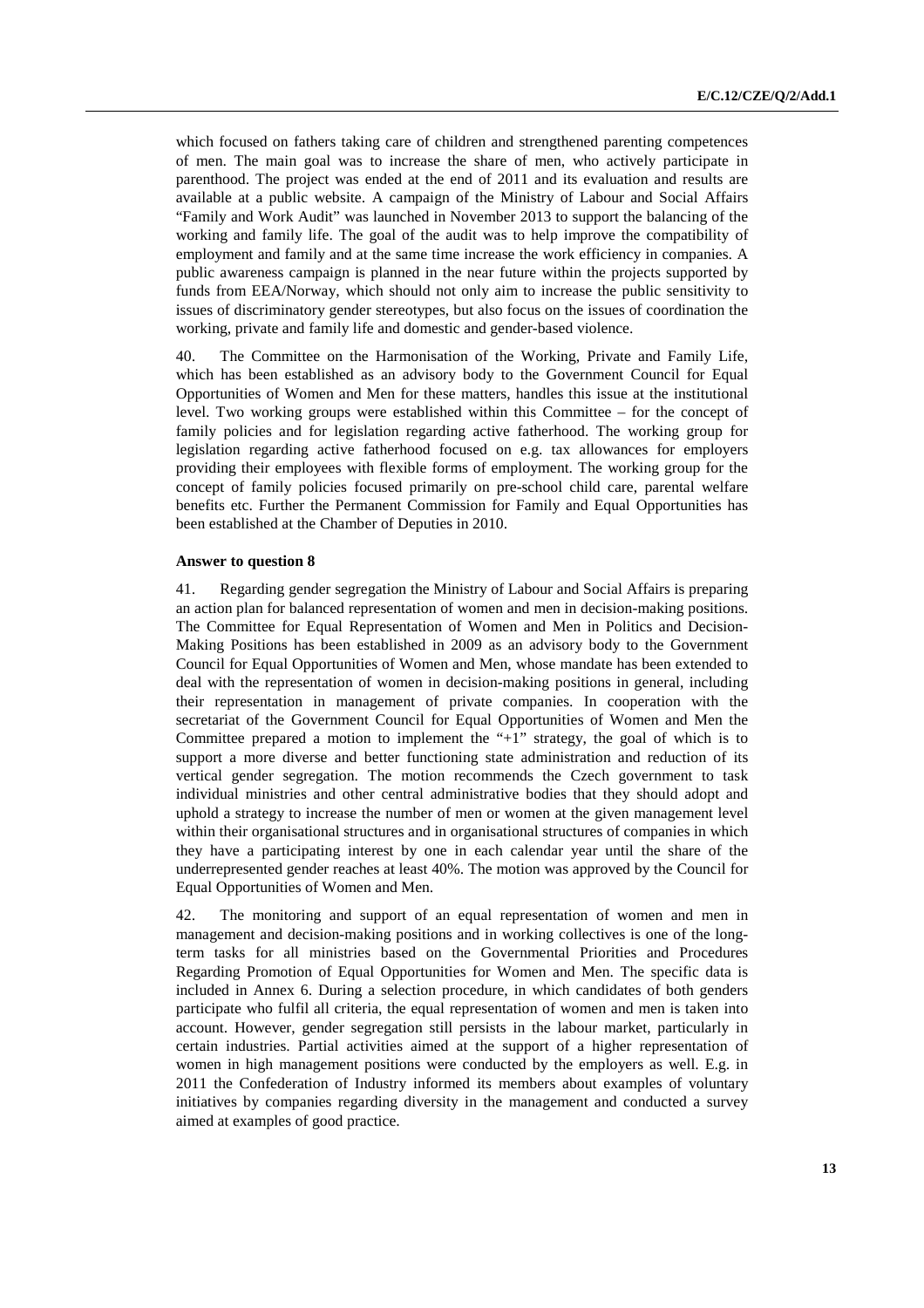which focused on fathers taking care of children and strengthened parenting competences of men. The main goal was to increase the share of men, who actively participate in parenthood. The project was ended at the end of 2011 and its evaluation and results are available at a public website. A campaign of the Ministry of Labour and Social Affairs "Family and Work Audit" was launched in November 2013 to support the balancing of the working and family life. The goal of the audit was to help improve the compatibility of employment and family and at the same time increase the work efficiency in companies. A public awareness campaign is planned in the near future within the projects supported by funds from EEA/Norway, which should not only aim to increase the public sensitivity to issues of discriminatory gender stereotypes, but also focus on the issues of coordination the working, private and family life and domestic and gender-based violence.

40. The Committee on the Harmonisation of the Working, Private and Family Life, which has been established as an advisory body to the Government Council for Equal Opportunities of Women and Men for these matters, handles this issue at the institutional level. Two working groups were established within this Committee – for the concept of family policies and for legislation regarding active fatherhood. The working group for legislation regarding active fatherhood focused on e.g. tax allowances for employers providing their employees with flexible forms of employment. The working group for the concept of family policies focused primarily on pre-school child care, parental welfare benefits etc. Further the Permanent Commission for Family and Equal Opportunities has been established at the Chamber of Deputies in 2010.

**Answer to question 8**

41. Regarding gender segregation the Ministry of Labour and Social Affairs is preparing an action plan for balanced representation of women and men in decision-making positions. The Committee for Equal Representation of Women and Men in Politics and Decision-Making Positions has been established in 2009 as an advisory body to the Government Council for Equal Opportunities of Women and Men, whose mandate has been extended to deal with the representation of women in decision-making positions in general, including their representation in management of private companies. In cooperation with the secretariat of the Government Council for Equal Opportunities of Women and Men the Committee prepared a motion to implement the "+1" strategy, the goal of which is to support a more diverse and better functioning state administration and reduction of its vertical gender segregation. The motion recommends the Czech government to task individual ministries and other central administrative bodies that they should adopt and uphold a strategy to increase the number of men or women at the given management level within their organisational structures and in organisational structures of companies in which they have a participating interest by one in each calendar year until the share of the underrepresented gender reaches at least 40%. The motion was approved by the Council for Equal Opportunities of Women and Men.

42. The monitoring and support of an equal representation of women and men in management and decision-making positions and in working collectives is one of the long-term tasks for all ministries based on the Governmental Priorities and Procedures Regarding Promotion of Equal Opportunities for Women and Men. The specific data is included in Annex 6. During a selection procedure, in which candidates of both genders participate who fulfil all criteria, the equal representation of women and men is taken into account. However, gender segregation still persists in the labour market, particularly in certain industries. Partial activities aimed at the support of a higher representation of women in high management positions were conducted by the employers as well. E.g. in 2011 the Confederation of Industry informed its members about examples of voluntary initiatives by companies regarding diversity in the management and conducted a survey aimed at examples of good practice.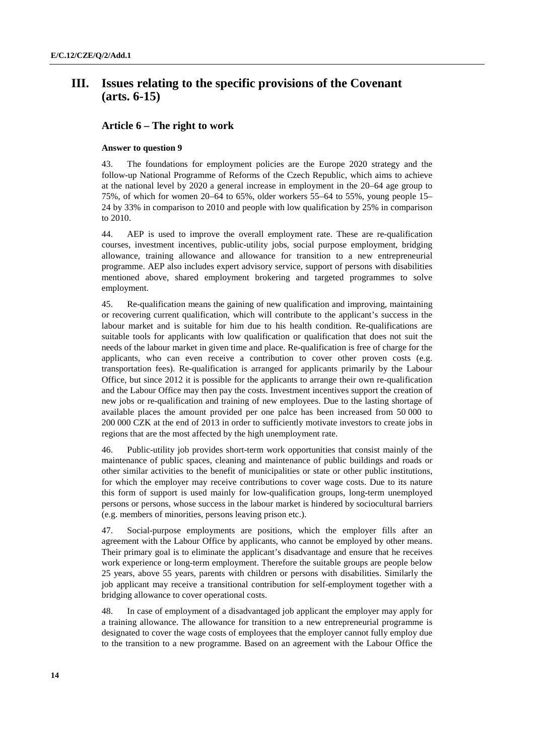# III. Issues relating to the specific provisions of the Covenant (arts. 6-15)

## Article 6 – The right to work

#### Answer to question 9

43. The foundations for employment policies are the Europe 2020 strategy and the follow-up National Programme of Reforms of the Czech Republic, which aims to achieve at the national level by 2020 a general increase in employment in the 20–64 age group to 75%, of which for women 20–64 to 65%, older workers 55–64 to 55%, young people 15–24 by 33% in comparison to 2010 and people with low qualification by 25% in comparison to 2010.

44. AEP is used to improve the overall employment rate. These are re-qualification courses, investment incentives, public-utility jobs, social purpose employment, bridging allowance, training allowance and allowance for transition to a new entrepreneurial programme. AEP also includes expert advisory service, support of persons with disabilities mentioned above, shared employment brokering and targeted programmes to solve employment.

45. Re-qualification means the gaining of new qualification and improving, maintaining or recovering current qualification, which will contribute to the applicant's success in the labour market and is suitable for him due to his health condition. Re-qualifications are suitable tools for applicants with low qualification or qualification that does not suit the needs of the labour market in given time and place. Re-qualification is free of charge for the applicants, who can even receive a contribution to cover other proven costs (e.g. transportation fees). Re-qualification is arranged for applicants primarily by the Labour Office, but since 2012 it is possible for the applicants to arrange their own re-qualification and the Labour Office may then pay the costs. Investment incentives support the creation of new jobs or re-qualification and training of new employees. Due to the lasting shortage of available places the amount provided per one palce has been increased from 50 000 to 200 000 CZK at the end of 2013 in order to sufficiently motivate investors to create jobs in regions that are the most affected by the high unemployment rate.

46. Public-utility job provides short-term work opportunities that consist mainly of the maintenance of public spaces, cleaning and maintenance of public buildings and roads or other similar activities to the benefit of municipalities or state or other public institutions, for which the employer may receive contributions to cover wage costs. Due to its nature this form of support is used mainly for low-qualification groups, long-term unemployed persons or persons, whose success in the labour market is hindered by sociocultural barriers (e.g. members of minorities, persons leaving prison etc.).

47. Social-purpose employments are positions, which the employer fills after an agreement with the Labour Office by applicants, who cannot be employed by other means. Their primary goal is to eliminate the applicant's disadvantage and ensure that he receives work experience or long-term employment. Therefore the suitable groups are people below 25 years, above 55 years, parents with children or persons with disabilities. Similarly the job applicant may receive a transitional contribution for self-employment together with a bridging allowance to cover operational costs.

48. In case of employment of a disadvantaged job applicant the employer may apply for a training allowance. The allowance for transition to a new entrepreneurial programme is designated to cover the wage costs of employees that the employer cannot fully employ due to the transition to a new programme. Based on an agreement with the Labour Office the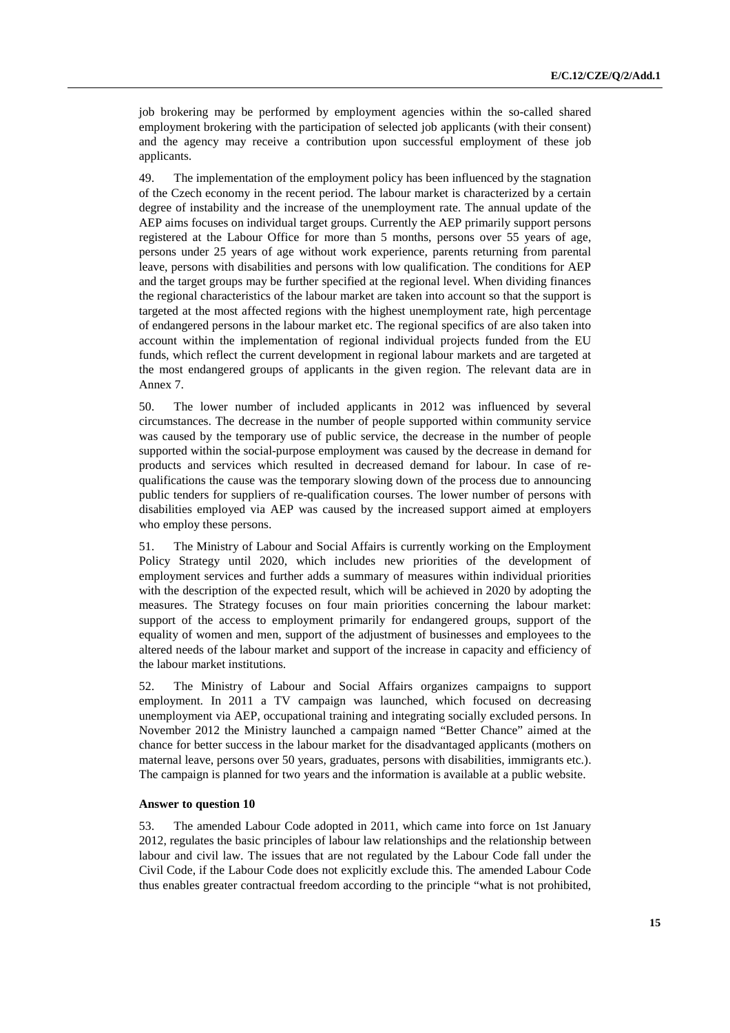job brokering may be performed by employment agencies within the so-called shared employment brokering with the participation of selected job applicants (with their consent) and the agency may receive a contribution upon successful employment of these job applicants.

49. The implementation of the employment policy has been influenced by the stagnation of the Czech economy in the recent period. The labour market is characterized by a certain degree of instability and the increase of the unemployment rate. The annual update of the AEP aims focuses on individual target groups. Currently the AEP primarily support persons registered at the Labour Office for more than 5 months, persons over 55 years of age, persons under 25 years of age without work experience, parents returning from parental leave, persons with disabilities and persons with low qualification. The conditions for AEP and the target groups may be further specified at the regional level. When dividing finances the regional characteristics of the labour market are taken into account so that the support is targeted at the most affected regions with the highest unemployment rate, high percentage of endangered persons in the labour market etc. The regional specifics of are also taken into account within the implementation of regional individual projects funded from the EU funds, which reflect the current development in regional labour markets and are targeted at the most endangered groups of applicants in the given region. The relevant data are in Annex 7.

50. The lower number of included applicants in 2012 was influenced by several circumstances. The decrease in the number of people supported within community service was caused by the temporary use of public service, the decrease in the number of people supported within the social-purpose employment was caused by the decrease in demand for products and services which resulted in decreased demand for labour. In case of re-qualifications the cause was the temporary slowing down of the process due to announcing public tenders for suppliers of re-qualification courses. The lower number of persons with disabilities employed via AEP was caused by the increased support aimed at employers who employ these persons.

51. The Ministry of Labour and Social Affairs is currently working on the Employment Policy Strategy until 2020, which includes new priorities of the development of employment services and further adds a summary of measures within individual priorities with the description of the expected result, which will be achieved in 2020 by adopting the measures. The Strategy focuses on four main priorities concerning the labour market: support of the access to employment primarily for endangered groups, support of the equality of women and men, support of the adjustment of businesses and employees to the altered needs of the labour market and support of the increase in capacity and efficiency of the labour market institutions.

52. The Ministry of Labour and Social Affairs organizes campaigns to support employment. In 2011 a TV campaign was launched, which focused on decreasing unemployment via AEP, occupational training and integrating socially excluded persons. In November 2012 the Ministry launched a campaign named "Better Chance" aimed at the chance for better success in the labour market for the disadvantaged applicants (mothers on maternal leave, persons over 50 years, graduates, persons with disabilities, immigrants etc.). The campaign is planned for two years and the information is available at a public website.

#### Answer to question 10

53. The amended Labour Code adopted in 2011, which came into force on 1st January 2012, regulates the basic principles of labour law relationships and the relationship between labour and civil law. The issues that are not regulated by the Labour Code fall under the Civil Code, if the Labour Code does not explicitly exclude this. The amended Labour Code thus enables greater contractual freedom according to the principle "what is not prohibited,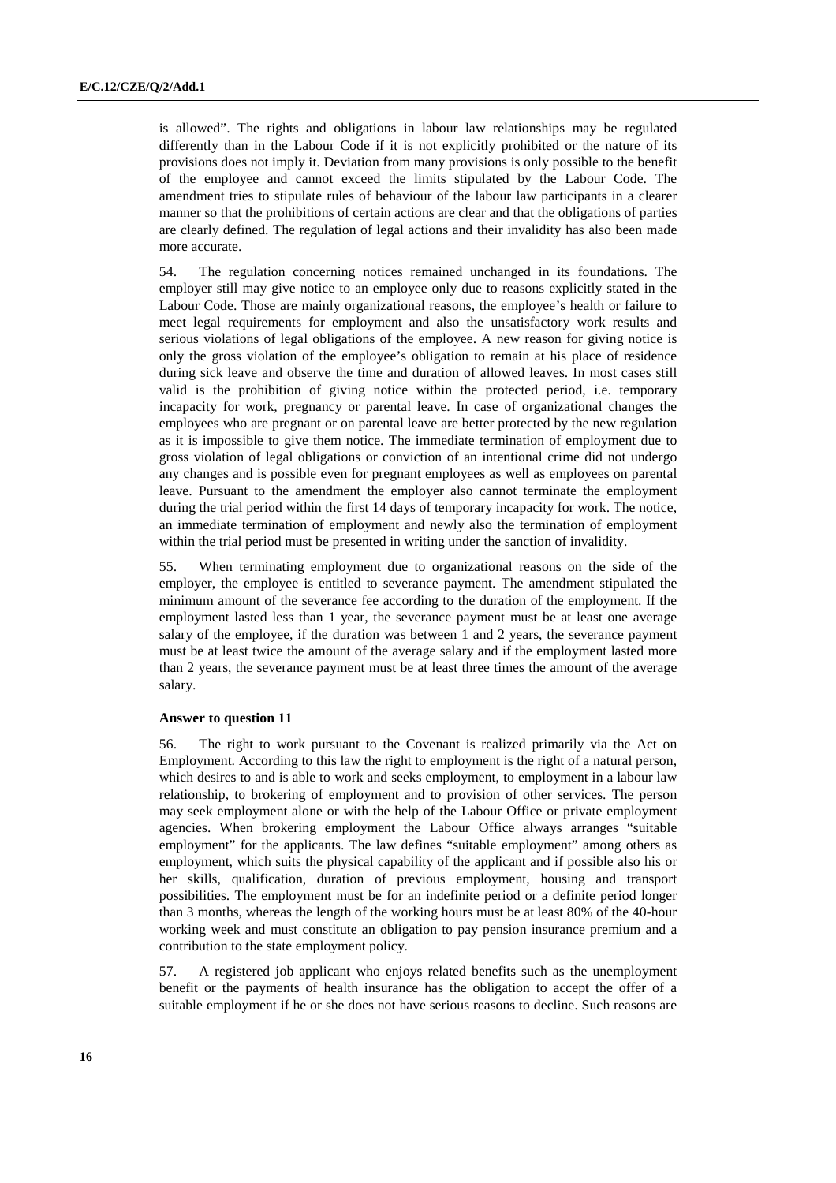is allowed". The rights and obligations in labour law relationships may be regulated differently than in the Labour Code if it is not explicitly prohibited or the nature of its provisions does not imply it. Deviation from many provisions is only possible to the benefit of the employee and cannot exceed the limits stipulated by the Labour Code. The amendment tries to stipulate rules of behaviour of the labour law participants in a clearer manner so that the prohibitions of certain actions are clear and that the obligations of parties are clearly defined. The regulation of legal actions and their invalidity has also been made more accurate.

54. The regulation concerning notices remained unchanged in its foundations. The employer still may give notice to an employee only due to reasons explicitly stated in the Labour Code. Those are mainly organizational reasons, the employee's health or failure to meet legal requirements for employment and also the unsatisfactory work results and serious violations of legal obligations of the employee. A new reason for giving notice is only the gross violation of the employee's obligation to remain at his place of residence during sick leave and observe the time and duration of allowed leaves. In most cases still valid is the prohibition of giving notice within the protected period, i.e. temporary incapacity for work, pregnancy or parental leave. In case of organizational changes the employees who are pregnant or on parental leave are better protected by the new regulation as it is impossible to give them notice. The immediate termination of employment due to gross violation of legal obligations or conviction of an intentional crime did not undergo any changes and is possible even for pregnant employees as well as employees on parental leave. Pursuant to the amendment the employer also cannot terminate the employment during the trial period within the first 14 days of temporary incapacity for work. The notice, an immediate termination of employment and newly also the termination of employment within the trial period must be presented in writing under the sanction of invalidity.

55. When terminating employment due to organizational reasons on the side of the employer, the employee is entitled to severance payment. The amendment stipulated the minimum amount of the severance fee according to the duration of the employment. If the employment lasted less than 1 year, the severance payment must be at least one average salary of the employee, if the duration was between 1 and 2 years, the severance payment must be at least twice the amount of the average salary and if the employment lasted more than 2 years, the severance payment must be at least three times the amount of the average salary.

**Answer to question 11**

56. The right to work pursuant to the Covenant is realized primarily via the Act on Employment. According to this law the right to employment is the right of a natural person, which desires to and is able to work and seeks employment, to employment in a labour law relationship, to brokering of employment and to provision of other services. The person may seek employment alone or with the help of the Labour Office or private employment agencies. When brokering employment the Labour Office always arranges "suitable employment" for the applicants. The law defines "suitable employment" among others as employment, which suits the physical capability of the applicant and if possible also his or her skills, qualification, duration of previous employment, housing and transport possibilities. The employment must be for an indefinite period or a definite period longer than 3 months, whereas the length of the working hours must be at least 80% of the 40-hour working week and must constitute an obligation to pay pension insurance premium and a contribution to the state employment policy.

57. A registered job applicant who enjoys related benefits such as the unemployment benefit or the payments of health insurance has the obligation to accept the offer of a suitable employment if he or she does not have serious reasons to decline. Such reasons are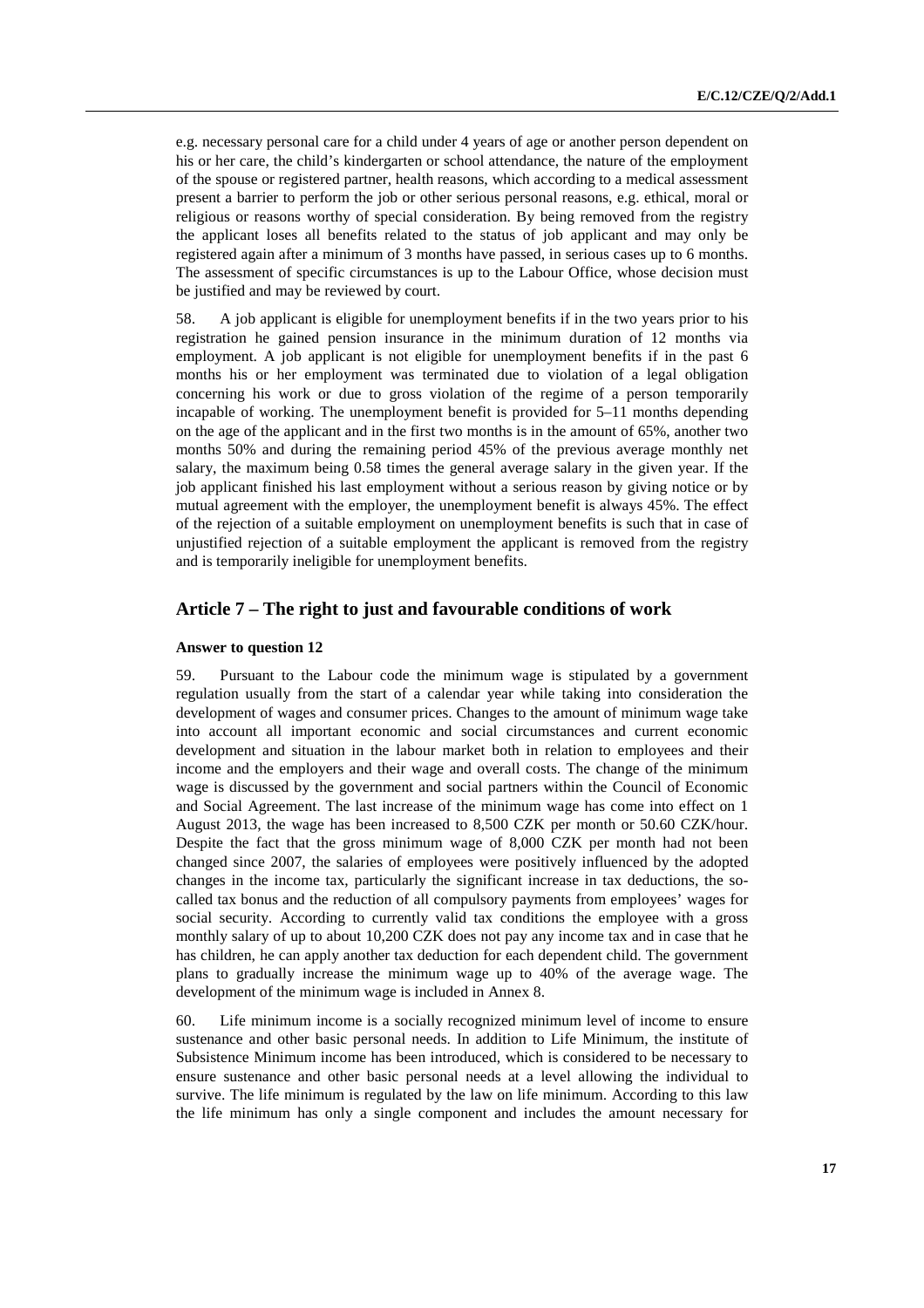e.g. necessary personal care for a child under 4 years of age or another person dependent on his or her care, the child's kindergarten or school attendance, the nature of the employment of the spouse or registered partner, health reasons, which according to a medical assessment present a barrier to perform the job or other serious personal reasons, e.g. ethical, moral or religious or reasons worthy of special consideration. By being removed from the registry the applicant loses all benefits related to the status of job applicant and may only be registered again after a minimum of 3 months have passed, in serious cases up to 6 months. The assessment of specific circumstances is up to the Labour Office, whose decision must be justified and may be reviewed by court.

58. A job applicant is eligible for unemployment benefits if in the two years prior to his registration he gained pension insurance in the minimum duration of 12 months via employment. A job applicant is not eligible for unemployment benefits if in the past 6 months his or her employment was terminated due to violation of a legal obligation concerning his work or due to gross violation of the regime of a person temporarily incapable of working. The unemployment benefit is provided for 5–11 months depending on the age of the applicant and in the first two months is in the amount of 65%, another two months 50% and during the remaining period 45% of the previous average monthly net salary, the maximum being 0.58 times the general average salary in the given year. If the job applicant finished his last employment without a serious reason by giving notice or by mutual agreement with the employer, the unemployment benefit is always 45%. The effect of the rejection of a suitable employment on unemployment benefits is such that in case of unjustified rejection of a suitable employment the applicant is removed from the registry and is temporarily ineligible for unemployment benefits.

## Article 7 – The right to just and favourable conditions of work

### Answer to question 12

59. Pursuant to the Labour code the minimum wage is stipulated by a government regulation usually from the start of a calendar year while taking into consideration the development of wages and consumer prices. Changes to the amount of minimum wage take into account all important economic and social circumstances and current economic development and situation in the labour market both in relation to employees and their income and the employers and their wage and overall costs. The change of the minimum wage is discussed by the government and social partners within the Council of Economic and Social Agreement. The last increase of the minimum wage has come into effect on 1 August 2013, the wage has been increased to 8,500 CZK per month or 50.60 CZK/hour. Despite the fact that the gross minimum wage of 8,000 CZK per month had not been changed since 2007, the salaries of employees were positively influenced by the adopted changes in the income tax, particularly the significant increase in tax deductions, the so-called tax bonus and the reduction of all compulsory payments from employees' wages for social security. According to currently valid tax conditions the employee with a gross monthly salary of up to about 10,200 CZK does not pay any income tax and in case that he has children, he can apply another tax deduction for each dependent child. The government plans to gradually increase the minimum wage up to 40% of the average wage. The development of the minimum wage is included in Annex 8.

60. Life minimum income is a socially recognized minimum level of income to ensure sustenance and other basic personal needs. In addition to Life Minimum, the institute of Subsistence Minimum income has been introduced, which is considered to be necessary to ensure sustenance and other basic personal needs at a level allowing the individual to survive. The life minimum is regulated by the law on life minimum. According to this law the life minimum has only a single component and includes the amount necessary for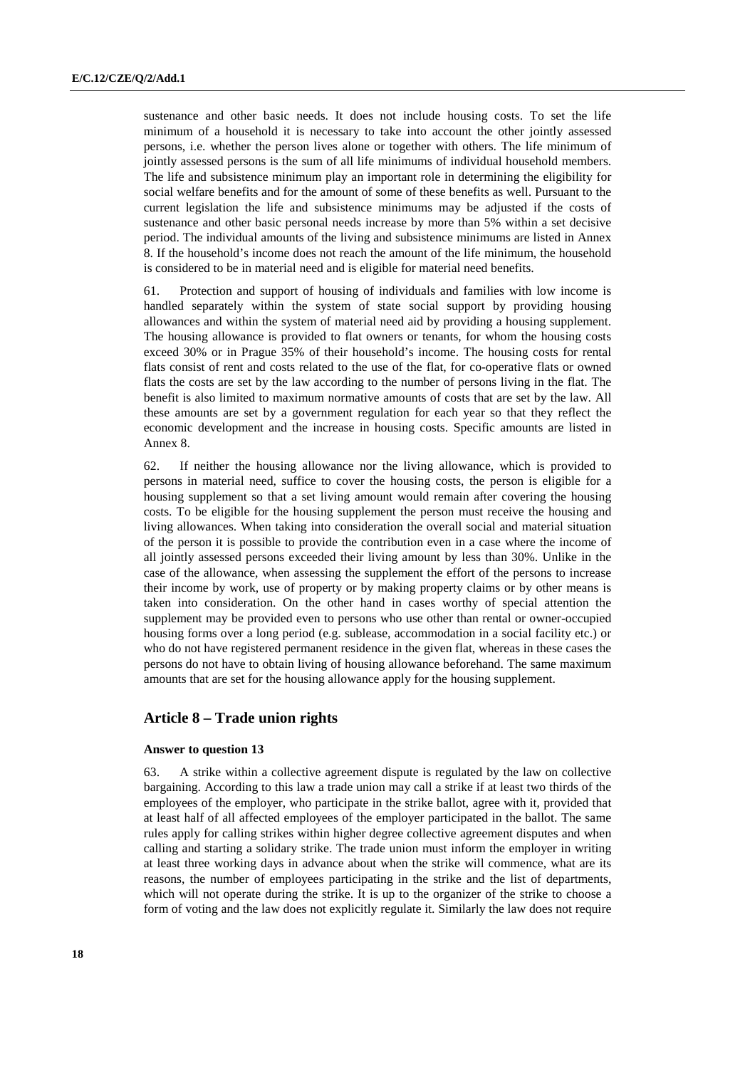sustenance and other basic needs. It does not include housing costs. To set the life minimum of a household it is necessary to take into account the other jointly assessed persons, i.e. whether the person lives alone or together with others. The life minimum of jointly assessed persons is the sum of all life minimums of individual household members. The life and subsistence minimum play an important role in determining the eligibility for social welfare benefits and for the amount of some of these benefits as well. Pursuant to the current legislation the life and subsistence minimums may be adjusted if the costs of sustenance and other basic personal needs increase by more than 5% within a set decisive period. The individual amounts of the living and subsistence minimums are listed in Annex 8. If the household's income does not reach the amount of the life minimum, the household is considered to be in material need and is eligible for material need benefits.

61. Protection and support of housing of individuals and families with low income is handled separately within the system of state social support by providing housing allowances and within the system of material need aid by providing a housing supplement. The housing allowance is provided to flat owners or tenants, for whom the housing costs exceed 30% or in Prague 35% of their household's income. The housing costs for rental flats consist of rent and costs related to the use of the flat, for co-operative flats or owned flats the costs are set by the law according to the number of persons living in the flat. The benefit is also limited to maximum normative amounts of costs that are set by the law. All these amounts are set by a government regulation for each year so that they reflect the economic development and the increase in housing costs. Specific amounts are listed in Annex 8.

62. If neither the housing allowance nor the living allowance, which is provided to persons in material need, suffice to cover the housing costs, the person is eligible for a housing supplement so that a set living amount would remain after covering the housing costs. To be eligible for the housing supplement the person must receive the housing and living allowances. When taking into consideration the overall social and material situation of the person it is possible to provide the contribution even in a case where the income of all jointly assessed persons exceeded their living amount by less than 30%. Unlike in the case of the allowance, when assessing the supplement the effort of the persons to increase their income by work, use of property or by making property claims or by other means is taken into consideration. On the other hand in cases worthy of special attention the supplement may be provided even to persons who use other than rental or owner-occupied housing forms over a long period (e.g. sublease, accommodation in a social facility etc.) or who do not have registered permanent residence in the given flat, whereas in these cases the persons do not have to obtain living of housing allowance beforehand. The same maximum amounts that are set for the housing allowance apply for the housing supplement.

## Article 8 – Trade union rights

### Answer to question 13

63. A strike within a collective agreement dispute is regulated by the law on collective bargaining. According to this law a trade union may call a strike if at least two thirds of the employees of the employer, who participate in the strike ballot, agree with it, provided that at least half of all affected employees of the employer participated in the ballot. The same rules apply for calling strikes within higher degree collective agreement disputes and when calling and starting a solidary strike. The trade union must inform the employer in writing at least three working days in advance about when the strike will commence, what are its reasons, the number of employees participating in the strike and the list of departments, which will not operate during the strike. It is up to the organizer of the strike to choose a form of voting and the law does not explicitly regulate it. Similarly the law does not require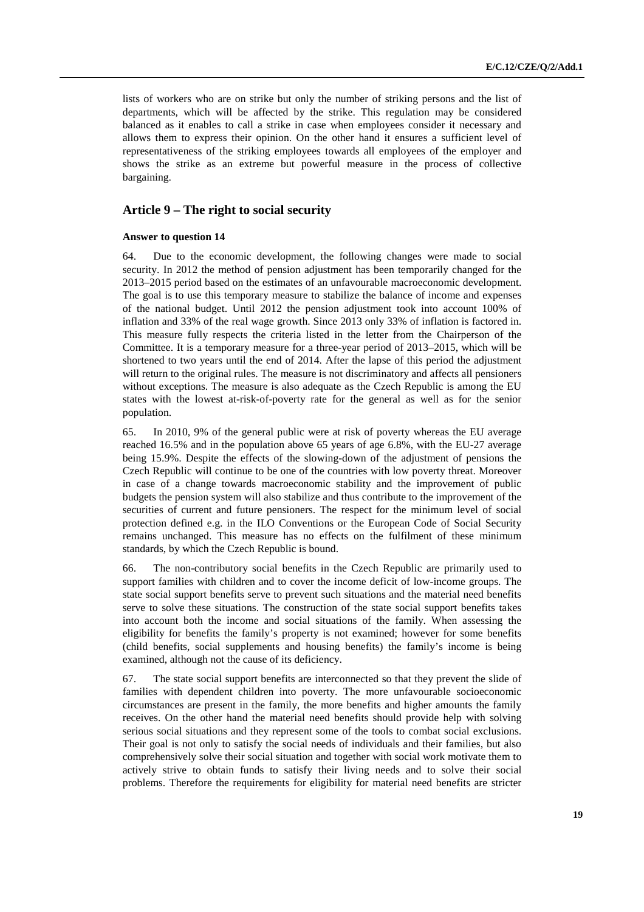lists of workers who are on strike but only the number of striking persons and the list of departments, which will be affected by the strike. This regulation may be considered balanced as it enables to call a strike in case when employees consider it necessary and allows them to express their opinion. On the other hand it ensures a sufficient level of representativeness of the striking employees towards all employees of the employer and shows the strike as an extreme but powerful measure in the process of collective bargaining.

## Article 9 – The right to social security

**Answer to question 14**

64. Due to the economic development, the following changes were made to social security. In 2012 the method of pension adjustment has been temporarily changed for the 2013–2015 period based on the estimates of an unfavourable macroeconomic development. The goal is to use this temporary measure to stabilize the balance of income and expenses of the national budget. Until 2012 the pension adjustment took into account 100% of inflation and 33% of the real wage growth. Since 2013 only 33% of inflation is factored in. This measure fully respects the criteria listed in the letter from the Chairperson of the Committee. It is a temporary measure for a three-year period of 2013–2015, which will be shortened to two years until the end of 2014. After the lapse of this period the adjustment will return to the original rules. The measure is not discriminatory and affects all pensioners without exceptions. The measure is also adequate as the Czech Republic is among the EU states with the lowest at-risk-of-poverty rate for the general as well as for the senior population.

65. In 2010, 9% of the general public were at risk of poverty whereas the EU average reached 16.5% and in the population above 65 years of age 6.8%, with the EU-27 average being 15.9%. Despite the effects of the slowing-down of the adjustment of pensions the Czech Republic will continue to be one of the countries with low poverty threat. Moreover in case of a change towards macroeconomic stability and the improvement of public budgets the pension system will also stabilize and thus contribute to the improvement of the securities of current and future pensioners. The respect for the minimum level of social protection defined e.g. in the ILO Conventions or the European Code of Social Security remains unchanged. This measure has no effects on the fulfilment of these minimum standards, by which the Czech Republic is bound.

66. The non-contributory social benefits in the Czech Republic are primarily used to support families with children and to cover the income deficit of low-income groups. The state social support benefits serve to prevent such situations and the material need benefits serve to solve these situations. The construction of the state social support benefits takes into account both the income and social situations of the family. When assessing the eligibility for benefits the family's property is not examined; however for some benefits (child benefits, social supplements and housing benefits) the family's income is being examined, although not the cause of its deficiency.

67. The state social support benefits are interconnected so that they prevent the slide of families with dependent children into poverty. The more unfavourable socioeconomic circumstances are present in the family, the more benefits and higher amounts the family receives. On the other hand the material need benefits should provide help with solving serious social situations and they represent some of the tools to combat social exclusions. Their goal is not only to satisfy the social needs of individuals and their families, but also comprehensively solve their social situation and together with social work motivate them to actively strive to obtain funds to satisfy their living needs and to solve their social problems. Therefore the requirements for eligibility for material need benefits are stricter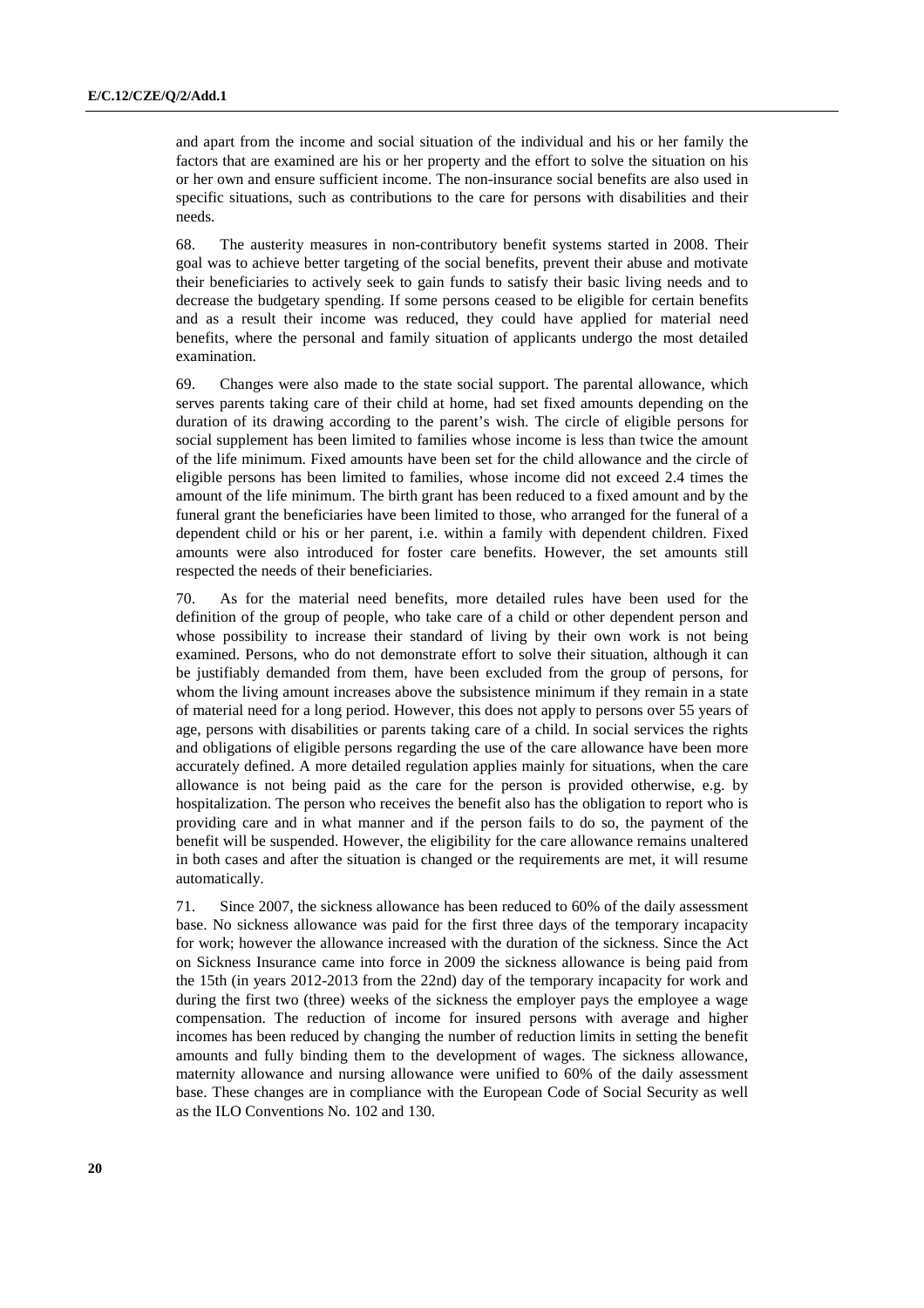and apart from the income and social situation of the individual and his or her family the factors that are examined are his or her property and the effort to solve the situation on his or her own and ensure sufficient income. The non-insurance social benefits are also used in specific situations, such as contributions to the care for persons with disabilities and their needs.

68. The austerity measures in non-contributory benefit systems started in 2008. Their goal was to achieve better targeting of the social benefits, prevent their abuse and motivate their beneficiaries to actively seek to gain funds to satisfy their basic living needs and to decrease the budgetary spending. If some persons ceased to be eligible for certain benefits and as a result their income was reduced, they could have applied for material need benefits, where the personal and family situation of applicants undergo the most detailed examination.

69. Changes were also made to the state social support. The parental allowance, which serves parents taking care of their child at home, had set fixed amounts depending on the duration of its drawing according to the parent's wish. The circle of eligible persons for social supplement has been limited to families whose income is less than twice the amount of the life minimum. Fixed amounts have been set for the child allowance and the circle of eligible persons has been limited to families, whose income did not exceed 2.4 times the amount of the life minimum. The birth grant has been reduced to a fixed amount and by the funeral grant the beneficiaries have been limited to those, who arranged for the funeral of a dependent child or his or her parent, i.e. within a family with dependent children. Fixed amounts were also introduced for foster care benefits. However, the set amounts still respected the needs of their beneficiaries.

70. As for the material need benefits, more detailed rules have been used for the definition of the group of people, who take care of a child or other dependent person and whose possibility to increase their standard of living by their own work is not being examined. Persons, who do not demonstrate effort to solve their situation, although it can be justifiably demanded from them, have been excluded from the group of persons, for whom the living amount increases above the subsistence minimum if they remain in a state of material need for a long period. However, this does not apply to persons over 55 years of age, persons with disabilities or parents taking care of a child. In social services the rights and obligations of eligible persons regarding the use of the care allowance have been more accurately defined. A more detailed regulation applies mainly for situations, when the care allowance is not being paid as the care for the person is provided otherwise, e.g. by hospitalization. The person who receives the benefit also has the obligation to report who is providing care and in what manner and if the person fails to do so, the payment of the benefit will be suspended. However, the eligibility for the care allowance remains unaltered in both cases and after the situation is changed or the requirements are met, it will resume automatically.

71. Since 2007, the sickness allowance has been reduced to 60% of the daily assessment base. No sickness allowance was paid for the first three days of the temporary incapacity for work; however the allowance increased with the duration of the sickness. Since the Act on Sickness Insurance came into force in 2009 the sickness allowance is being paid from the 15th (in years 2012-2013 from the 22nd) day of the temporary incapacity for work and during the first two (three) weeks of the sickness the employer pays the employee a wage compensation. The reduction of income for insured persons with average and higher incomes has been reduced by changing the number of reduction limits in setting the benefit amounts and fully binding them to the development of wages. The sickness allowance, maternity allowance and nursing allowance were unified to 60% of the daily assessment base. These changes are in compliance with the European Code of Social Security as well as the ILO Conventions No. 102 and 130.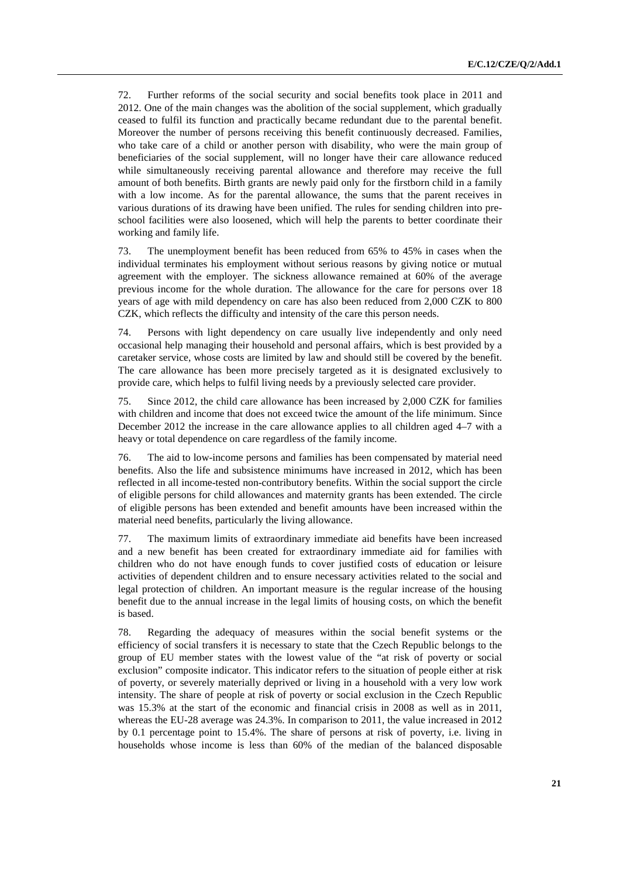72. Further reforms of the social security and social benefits took place in 2011 and 2012. One of the main changes was the abolition of the social supplement, which gradually ceased to fulfil its function and practically became redundant due to the parental benefit. Moreover the number of persons receiving this benefit continuously decreased. Families, who take care of a child or another person with disability, who were the main group of beneficiaries of the social supplement, will no longer have their care allowance reduced while simultaneously receiving parental allowance and therefore may receive the full amount of both benefits. Birth grants are newly paid only for the firstborn child in a family with a low income. As for the parental allowance, the sums that the parent receives in various durations of its drawing have been unified. The rules for sending children into pre-school facilities were also loosened, which will help the parents to better coordinate their working and family life.

73. The unemployment benefit has been reduced from 65% to 45% in cases when the individual terminates his employment without serious reasons by giving notice or mutual agreement with the employer. The sickness allowance remained at 60% of the average previous income for the whole duration. The allowance for the care for persons over 18 years of age with mild dependency on care has also been reduced from 2,000 CZK to 800 CZK, which reflects the difficulty and intensity of the care this person needs.

74. Persons with light dependency on care usually live independently and only need occasional help managing their household and personal affairs, which is best provided by a caretaker service, whose costs are limited by law and should still be covered by the benefit. The care allowance has been more precisely targeted as it is designated exclusively to provide care, which helps to fulfil living needs by a previously selected care provider.

75. Since 2012, the child care allowance has been increased by 2,000 CZK for families with children and income that does not exceed twice the amount of the life minimum. Since December 2012 the increase in the care allowance applies to all children aged 4–7 with a heavy or total dependence on care regardless of the family income.

76. The aid to low-income persons and families has been compensated by material need benefits. Also the life and subsistence minimums have increased in 2012, which has been reflected in all income-tested non-contributory benefits. Within the social support the circle of eligible persons for child allowances and maternity grants has been extended. The circle of eligible persons has been extended and benefit amounts have been increased within the material need benefits, particularly the living allowance.

77. The maximum limits of extraordinary immediate aid benefits have been increased and a new benefit has been created for extraordinary immediate aid for families with children who do not have enough funds to cover justified costs of education or leisure activities of dependent children and to ensure necessary activities related to the social and legal protection of children. An important measure is the regular increase of the housing benefit due to the annual increase in the legal limits of housing costs, on which the benefit is based.

78. Regarding the adequacy of measures within the social benefit systems or the efficiency of social transfers it is necessary to state that the Czech Republic belongs to the group of EU member states with the lowest value of the "at risk of poverty or social exclusion" composite indicator. This indicator refers to the situation of people either at risk of poverty, or severely materially deprived or living in a household with a very low work intensity. The share of people at risk of poverty or social exclusion in the Czech Republic was 15.3% at the start of the economic and financial crisis in 2008 as well as in 2011, whereas the EU-28 average was 24.3%. In comparison to 2011, the value increased in 2012 by 0.1 percentage point to 15.4%. The share of persons at risk of poverty, i.e. living in households whose income is less than 60% of the median of the balanced disposable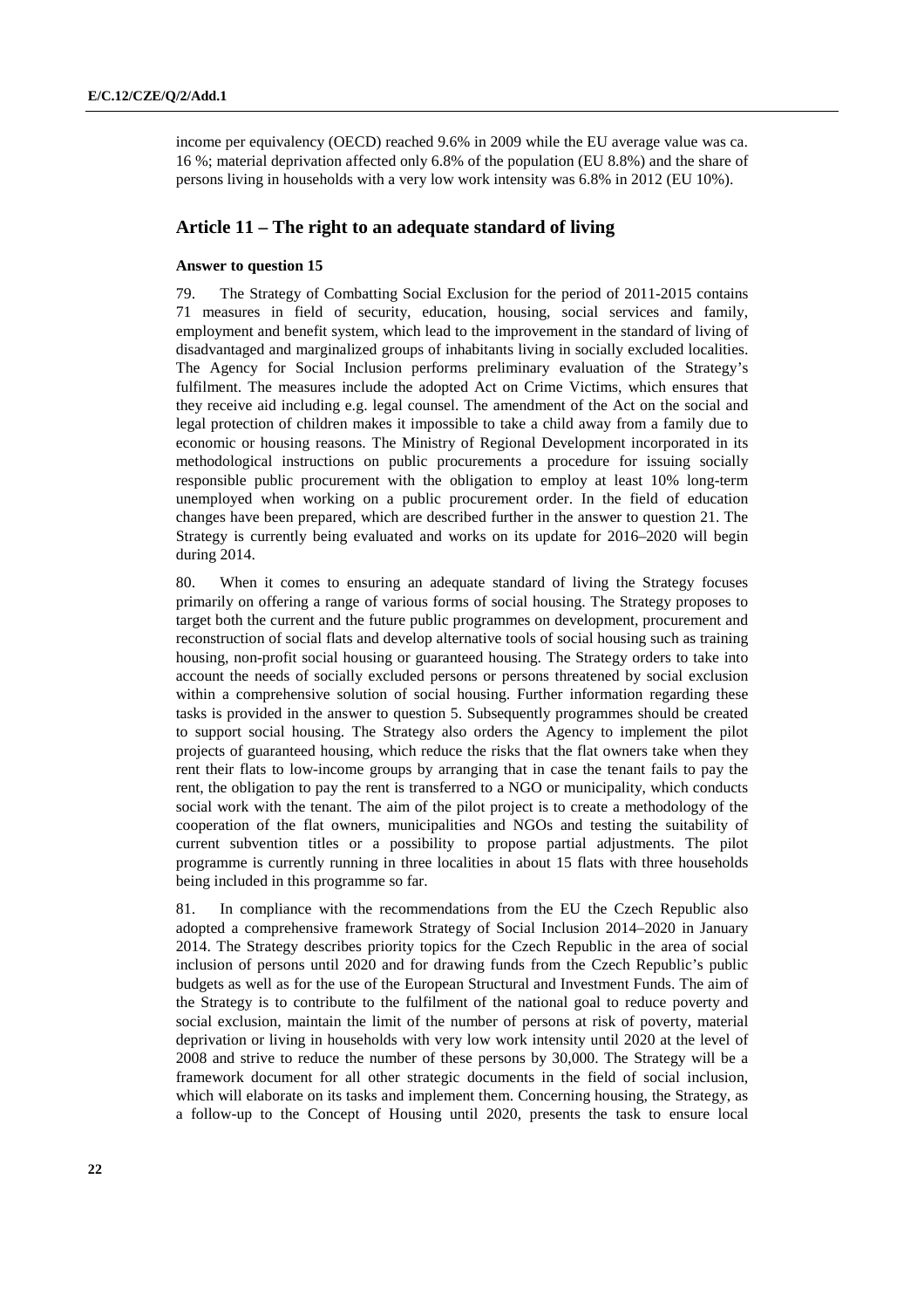income per equivalency (OECD) reached 9.6% in 2009 while the EU average value was ca. 16 %; material deprivation affected only 6.8% of the population (EU 8.8%) and the share of persons living in households with a very low work intensity was 6.8% in 2012 (EU 10%).

## Article 11 – The right to an adequate standard of living

### Answer to question 15

79. The Strategy of Combatting Social Exclusion for the period of 2011-2015 contains 71 measures in field of security, education, housing, social services and family, employment and benefit system, which lead to the improvement in the standard of living of disadvantaged and marginalized groups of inhabitants living in socially excluded localities. The Agency for Social Inclusion performs preliminary evaluation of the Strategy's fulfilment. The measures include the adopted Act on Crime Victims, which ensures that they receive aid including e.g. legal counsel. The amendment of the Act on the social and legal protection of children makes it impossible to take a child away from a family due to economic or housing reasons. The Ministry of Regional Development incorporated in its methodological instructions on public procurements a procedure for issuing socially responsible public procurement with the obligation to employ at least 10% long-term unemployed when working on a public procurement order. In the field of education changes have been prepared, which are described further in the answer to question 21. The Strategy is currently being evaluated and works on its update for 2016–2020 will begin during 2014.

80. When it comes to ensuring an adequate standard of living the Strategy focuses primarily on offering a range of various forms of social housing. The Strategy proposes to target both the current and the future public programmes on development, procurement and reconstruction of social flats and develop alternative tools of social housing such as training housing, non-profit social housing or guaranteed housing. The Strategy orders to take into account the needs of socially excluded persons or persons threatened by social exclusion within a comprehensive solution of social housing. Further information regarding these tasks is provided in the answer to question 5. Subsequently programmes should be created to support social housing. The Strategy also orders the Agency to implement the pilot projects of guaranteed housing, which reduce the risks that the flat owners take when they rent their flats to low-income groups by arranging that in case the tenant fails to pay the rent, the obligation to pay the rent is transferred to a NGO or municipality, which conducts social work with the tenant. The aim of the pilot project is to create a methodology of the cooperation of the flat owners, municipalities and NGOs and testing the suitability of current subvention titles or a possibility to propose partial adjustments. The pilot programme is currently running in three localities in about 15 flats with three households being included in this programme so far.

81. In compliance with the recommendations from the EU the Czech Republic also adopted a comprehensive framework Strategy of Social Inclusion 2014–2020 in January 2014. The Strategy describes priority topics for the Czech Republic in the area of social inclusion of persons until 2020 and for drawing funds from the Czech Republic's public budgets as well as for the use of the European Structural and Investment Funds. The aim of the Strategy is to contribute to the fulfilment of the national goal to reduce poverty and social exclusion, maintain the limit of the number of persons at risk of poverty, material deprivation or living in households with very low work intensity until 2020 at the level of 2008 and strive to reduce the number of these persons by 30,000. The Strategy will be a framework document for all other strategic documents in the field of social inclusion, which will elaborate on its tasks and implement them. Concerning housing, the Strategy, as a follow-up to the Concept of Housing until 2020, presents the task to ensure local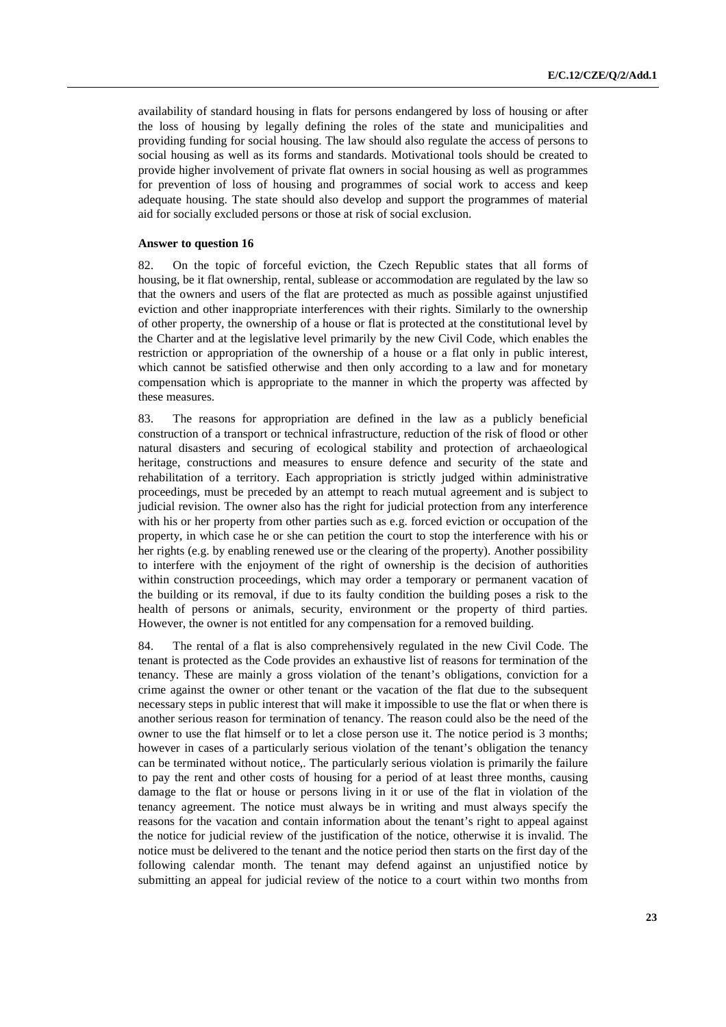availability of standard housing in flats for persons endangered by loss of housing or after the loss of housing by legally defining the roles of the state and municipalities and providing funding for social housing. The law should also regulate the access of persons to social housing as well as its forms and standards. Motivational tools should be created to provide higher involvement of private flat owners in social housing as well as programmes for prevention of loss of housing and programmes of social work to access and keep adequate housing. The state should also develop and support the programmes of material aid for socially excluded persons or those at risk of social exclusion.

**Answer to question 16**

82. On the topic of forceful eviction, the Czech Republic states that all forms of housing, be it flat ownership, rental, sublease or accommodation are regulated by the law so that the owners and users of the flat are protected as much as possible against unjustified eviction and other inappropriate interferences with their rights. Similarly to the ownership of other property, the ownership of a house or flat is protected at the constitutional level by the Charter and at the legislative level primarily by the new Civil Code, which enables the restriction or appropriation of the ownership of a house or a flat only in public interest, which cannot be satisfied otherwise and then only according to a law and for monetary compensation which is appropriate to the manner in which the property was affected by these measures.

83. The reasons for appropriation are defined in the law as a publicly beneficial construction of a transport or technical infrastructure, reduction of the risk of flood or other natural disasters and securing of ecological stability and protection of archaeological heritage, constructions and measures to ensure defence and security of the state and rehabilitation of a territory. Each appropriation is strictly judged within administrative proceedings, must be preceded by an attempt to reach mutual agreement and is subject to judicial revision. The owner also has the right for judicial protection from any interference with his or her property from other parties such as e.g. forced eviction or occupation of the property, in which case he or she can petition the court to stop the interference with his or her rights (e.g. by enabling renewed use or the clearing of the property). Another possibility to interfere with the enjoyment of the right of ownership is the decision of authorities within construction proceedings, which may order a temporary or permanent vacation of the building or its removal, if due to its faulty condition the building poses a risk to the health of persons or animals, security, environment or the property of third parties. However, the owner is not entitled for any compensation for a removed building.

84. The rental of a flat is also comprehensively regulated in the new Civil Code. The tenant is protected as the Code provides an exhaustive list of reasons for termination of the tenancy. These are mainly a gross violation of the tenant's obligations, conviction for a crime against the owner or other tenant or the vacation of the flat due to the subsequent necessary steps in public interest that will make it impossible to use the flat or when there is another serious reason for termination of tenancy. The reason could also be the need of the owner to use the flat himself or to let a close person use it. The notice period is 3 months; however in cases of a particularly serious violation of the tenant's obligation the tenancy can be terminated without notice,. The particularly serious violation is primarily the failure to pay the rent and other costs of housing for a period of at least three months, causing damage to the flat or house or persons living in it or use of the flat in violation of the tenancy agreement. The notice must always be in writing and must always specify the reasons for the vacation and contain information about the tenant's right to appeal against the notice for judicial review of the justification of the notice, otherwise it is invalid. The notice must be delivered to the tenant and the notice period then starts on the first day of the following calendar month. The tenant may defend against an unjustified notice by submitting an appeal for judicial review of the notice to a court within two months from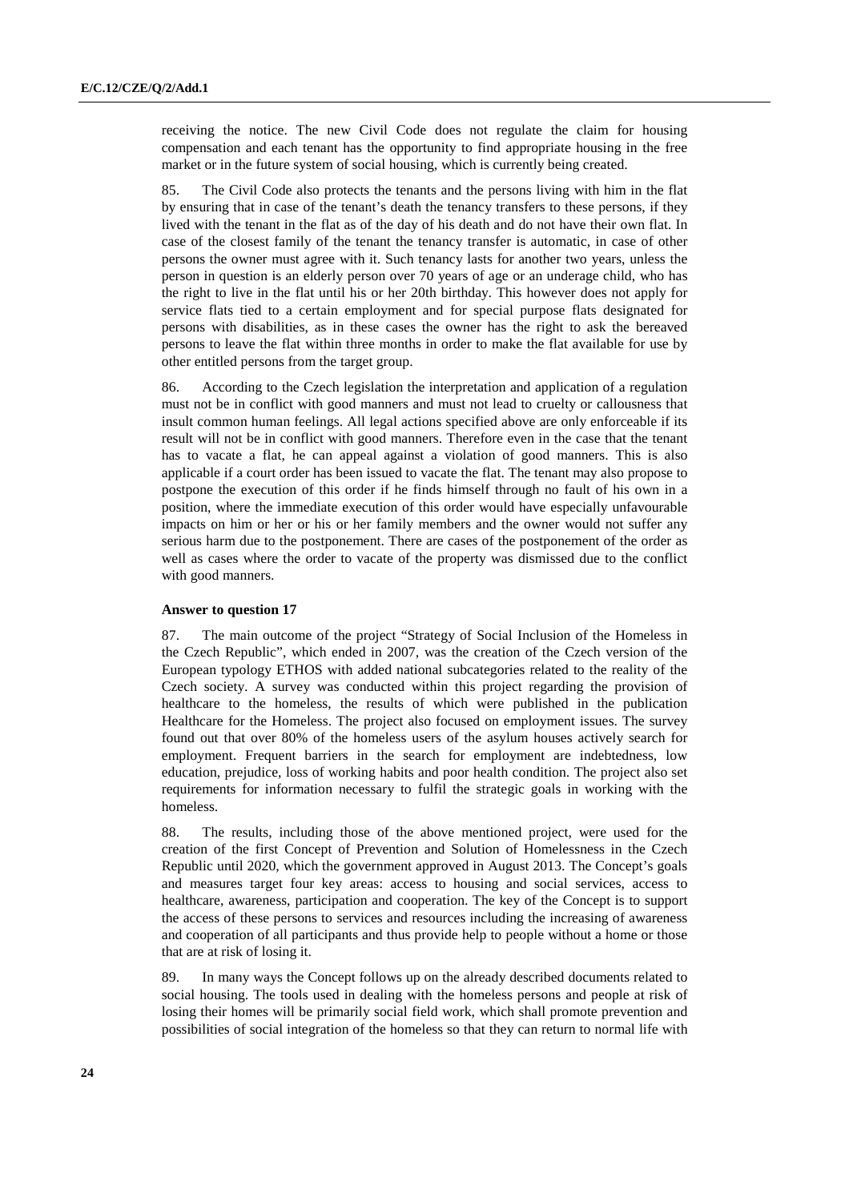receiving the notice. The new Civil Code does not regulate the claim for housing compensation and each tenant has the opportunity to find appropriate housing in the free market or in the future system of social housing, which is currently being created.

85. The Civil Code also protects the tenants and the persons living with him in the flat by ensuring that in case of the tenant's death the tenancy transfers to these persons, if they lived with the tenant in the flat as of the day of his death and do not have their own flat. In case of the closest family of the tenant the tenancy transfer is automatic, in case of other persons the owner must agree with it. Such tenancy lasts for another two years, unless the person in question is an elderly person over 70 years of age or an underage child, who has the right to live in the flat until his or her 20th birthday. This however does not apply for service flats tied to a certain employment and for special purpose flats designated for persons with disabilities, as in these cases the owner has the right to ask the bereaved persons to leave the flat within three months in order to make the flat available for use by other entitled persons from the target group.

86. According to the Czech legislation the interpretation and application of a regulation must not be in conflict with good manners and must not lead to cruelty or callousness that insult common human feelings. All legal actions specified above are only enforceable if its result will not be in conflict with good manners. Therefore even in the case that the tenant has to vacate a flat, he can appeal against a violation of good manners. This is also applicable if a court order has been issued to vacate the flat. The tenant may also propose to postpone the execution of this order if he finds himself through no fault of his own in a position, where the immediate execution of this order would have especially unfavourable impacts on him or her or his or her family members and the owner would not suffer any serious harm due to the postponement. There are cases of the postponement of the order as well as cases where the order to vacate of the property was dismissed due to the conflict with good manners.

**Answer to question 17**

87. The main outcome of the project "Strategy of Social Inclusion of the Homeless in the Czech Republic", which ended in 2007, was the creation of the Czech version of the European typology ETHOS with added national subcategories related to the reality of the Czech society. A survey was conducted within this project regarding the provision of healthcare to the homeless, the results of which were published in the publication Healthcare for the Homeless. The project also focused on employment issues. The survey found out that over 80% of the homeless users of the asylum houses actively search for employment. Frequent barriers in the search for employment are indebtedness, low education, prejudice, loss of working habits and poor health condition. The project also set requirements for information necessary to fulfil the strategic goals in working with the homeless.

88. The results, including those of the above mentioned project, were used for the creation of the first Concept of Prevention and Solution of Homelessness in the Czech Republic until 2020, which the government approved in August 2013. The Concept's goals and measures target four key areas: access to housing and social services, access to healthcare, awareness, participation and cooperation. The key of the Concept is to support the access of these persons to services and resources including the increasing of awareness and cooperation of all participants and thus provide help to people without a home or those that are at risk of losing it.

89. In many ways the Concept follows up on the already described documents related to social housing. The tools used in dealing with the homeless persons and people at risk of losing their homes will be primarily social field work, which shall promote prevention and possibilities of social integration of the homeless so that they can return to normal life with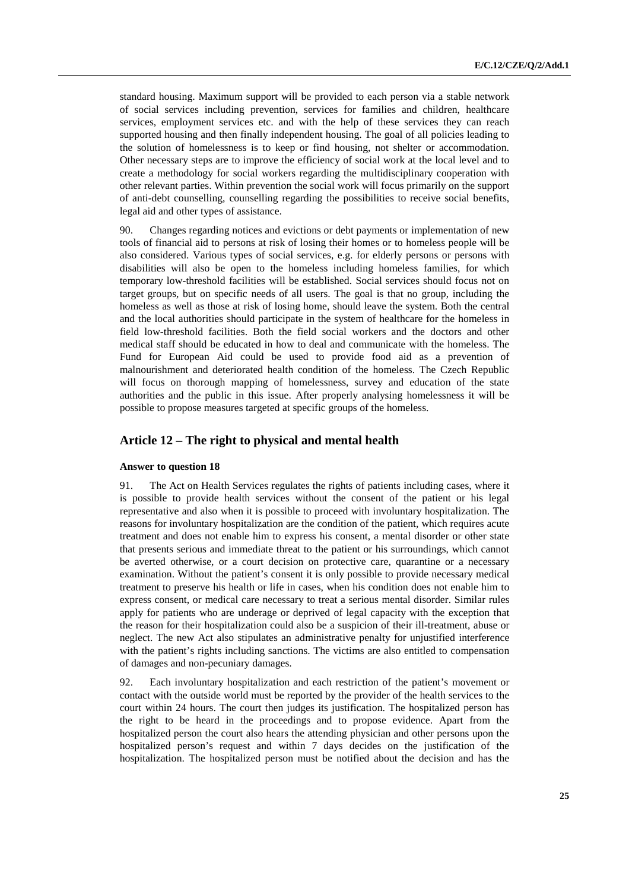standard housing. Maximum support will be provided to each person via a stable network of social services including prevention, services for families and children, healthcare services, employment services etc. and with the help of these services they can reach supported housing and then finally independent housing. The goal of all policies leading to the solution of homelessness is to keep or find housing, not shelter or accommodation. Other necessary steps are to improve the efficiency of social work at the local level and to create a methodology for social workers regarding the multidisciplinary cooperation with other relevant parties. Within prevention the social work will focus primarily on the support of anti-debt counselling, counselling regarding the possibilities to receive social benefits, legal aid and other types of assistance.

90. Changes regarding notices and evictions or debt payments or implementation of new tools of financial aid to persons at risk of losing their homes or to homeless people will be also considered. Various types of social services, e.g. for elderly persons or persons with disabilities will also be open to the homeless including homeless families, for which temporary low-threshold facilities will be established. Social services should focus not on target groups, but on specific needs of all users. The goal is that no group, including the homeless as well as those at risk of losing home, should leave the system. Both the central and the local authorities should participate in the system of healthcare for the homeless in field low-threshold facilities. Both the field social workers and the doctors and other medical staff should be educated in how to deal and communicate with the homeless. The Fund for European Aid could be used to provide food aid as a prevention of malnourishment and deteriorated health condition of the homeless. The Czech Republic will focus on thorough mapping of homelessness, survey and education of the state authorities and the public in this issue. After properly analysing homelessness it will be possible to propose measures targeted at specific groups of the homeless.

## Article 12 – The right to physical and mental health

### Answer to question 18

91. The Act on Health Services regulates the rights of patients including cases, where it is possible to provide health services without the consent of the patient or his legal representative and also when it is possible to proceed with involuntary hospitalization. The reasons for involuntary hospitalization are the condition of the patient, which requires acute treatment and does not enable him to express his consent, a mental disorder or other state that presents serious and immediate threat to the patient or his surroundings, which cannot be averted otherwise, or a court decision on protective care, quarantine or a necessary examination. Without the patient's consent it is only possible to provide necessary medical treatment to preserve his health or life in cases, when his condition does not enable him to express consent, or medical care necessary to treat a serious mental disorder. Similar rules apply for patients who are underage or deprived of legal capacity with the exception that the reason for their hospitalization could also be a suspicion of their ill-treatment, abuse or neglect. The new Act also stipulates an administrative penalty for unjustified interference with the patient's rights including sanctions. The victims are also entitled to compensation of damages and non-pecuniary damages.

92. Each involuntary hospitalization and each restriction of the patient's movement or contact with the outside world must be reported by the provider of the health services to the court within 24 hours. The court then judges its justification. The hospitalized person has the right to be heard in the proceedings and to propose evidence. Apart from the hospitalized person the court also hears the attending physician and other persons upon the hospitalized person's request and within 7 days decides on the justification of the hospitalization. The hospitalized person must be notified about the decision and has the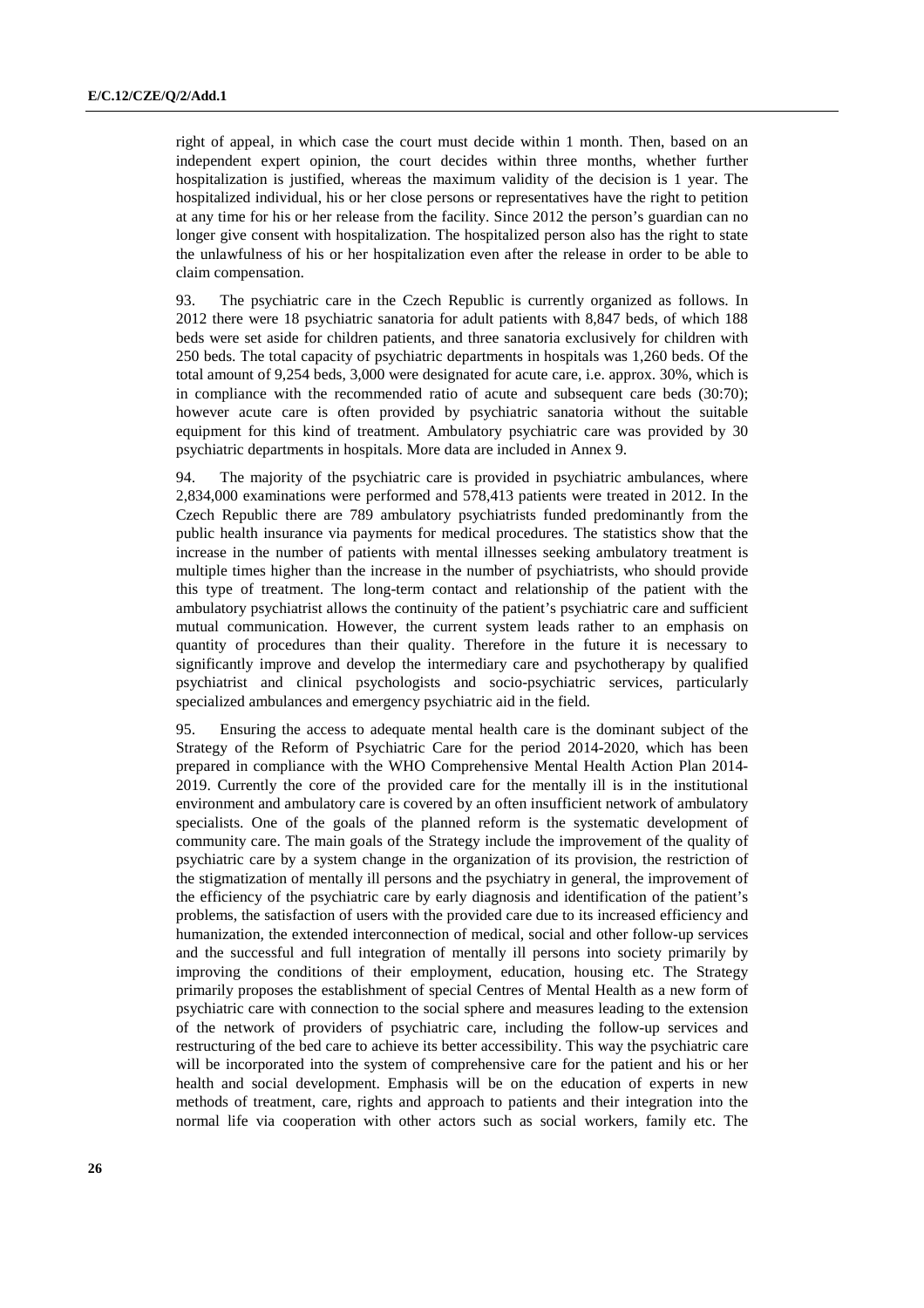right of appeal, in which case the court must decide within 1 month. Then, based on an independent expert opinion, the court decides within three months, whether further hospitalization is justified, whereas the maximum validity of the decision is 1 year. The hospitalized individual, his or her close persons or representatives have the right to petition at any time for his or her release from the facility. Since 2012 the person's guardian can no longer give consent with hospitalization. The hospitalized person also has the right to state the unlawfulness of his or her hospitalization even after the release in order to be able to claim compensation.

93. The psychiatric care in the Czech Republic is currently organized as follows. In 2012 there were 18 psychiatric sanatoria for adult patients with 8,847 beds, of which 188 beds were set aside for children patients, and three sanatoria exclusively for children with 250 beds. The total capacity of psychiatric departments in hospitals was 1,260 beds. Of the total amount of 9,254 beds, 3,000 were designated for acute care, i.e. approx. 30%, which is in compliance with the recommended ratio of acute and subsequent care beds (30:70); however acute care is often provided by psychiatric sanatoria without the suitable equipment for this kind of treatment. Ambulatory psychiatric care was provided by 30 psychiatric departments in hospitals. More data are included in Annex 9.

94. The majority of the psychiatric care is provided in psychiatric ambulances, where 2,834,000 examinations were performed and 578,413 patients were treated in 2012. In the Czech Republic there are 789 ambulatory psychiatrists funded predominantly from the public health insurance via payments for medical procedures. The statistics show that the increase in the number of patients with mental illnesses seeking ambulatory treatment is multiple times higher than the increase in the number of psychiatrists, who should provide this type of treatment. The long-term contact and relationship of the patient with the ambulatory psychiatrist allows the continuity of the patient's psychiatric care and sufficient mutual communication. However, the current system leads rather to an emphasis on quantity of procedures than their quality. Therefore in the future it is necessary to significantly improve and develop the intermediary care and psychotherapy by qualified psychiatrist and clinical psychologists and socio-psychiatric services, particularly specialized ambulances and emergency psychiatric aid in the field.

95. Ensuring the access to adequate mental health care is the dominant subject of the Strategy of the Reform of Psychiatric Care for the period 2014-2020, which has been prepared in compliance with the WHO Comprehensive Mental Health Action Plan 2014-2019. Currently the core of the provided care for the mentally ill is in the institutional environment and ambulatory care is covered by an often insufficient network of ambulatory specialists. One of the goals of the planned reform is the systematic development of community care. The main goals of the Strategy include the improvement of the quality of psychiatric care by a system change in the organization of its provision, the restriction of the stigmatization of mentally ill persons and the psychiatry in general, the improvement of the efficiency of the psychiatric care by early diagnosis and identification of the patient's problems, the satisfaction of users with the provided care due to its increased efficiency and humanization, the extended interconnection of medical, social and other follow-up services and the successful and full integration of mentally ill persons into society primarily by improving the conditions of their employment, education, housing etc. The Strategy primarily proposes the establishment of special Centres of Mental Health as a new form of psychiatric care with connection to the social sphere and measures leading to the extension of the network of providers of psychiatric care, including the follow-up services and restructuring of the bed care to achieve its better accessibility. This way the psychiatric care will be incorporated into the system of comprehensive care for the patient and his or her health and social development. Emphasis will be on the education of experts in new methods of treatment, care, rights and approach to patients and their integration into the normal life via cooperation with other actors such as social workers, family etc. The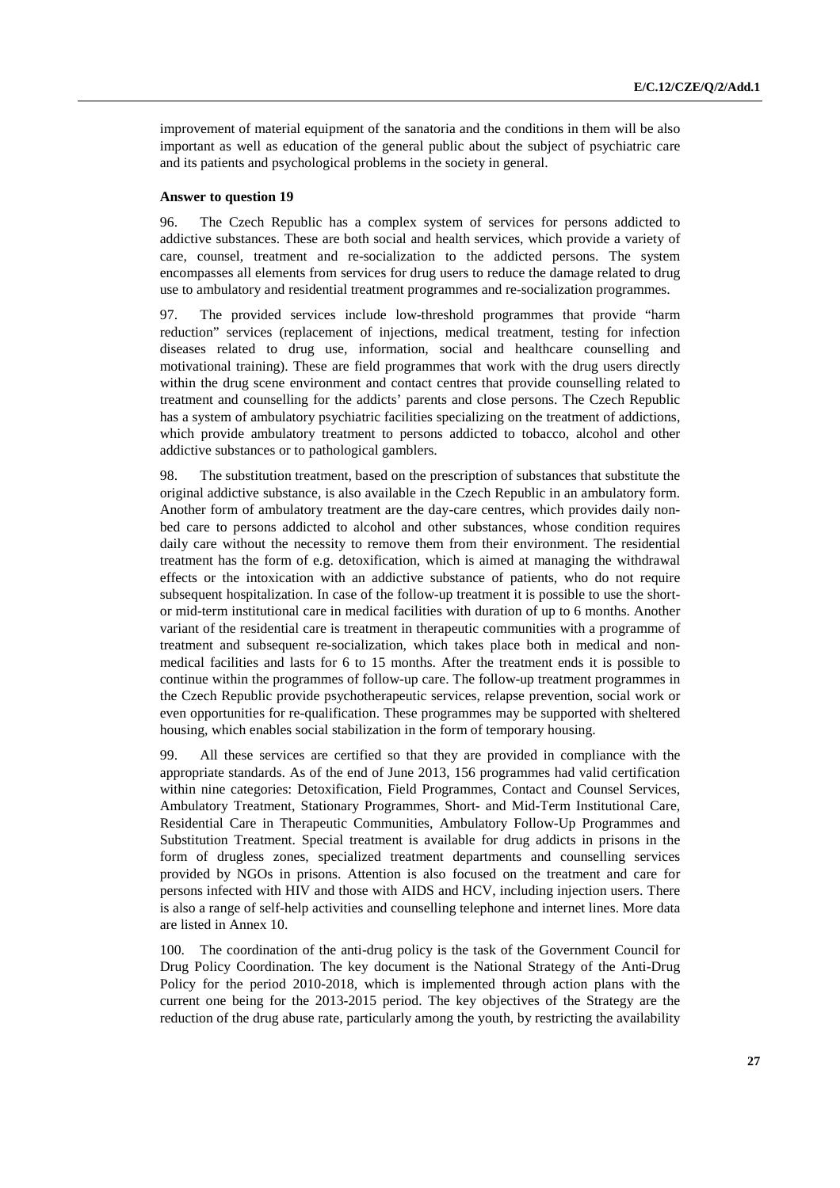improvement of material equipment of the sanatoria and the conditions in them will be also important as well as education of the general public about the subject of psychiatric care and its patients and psychological problems in the society in general.

**Answer to question 19**

96. The Czech Republic has a complex system of services for persons addicted to addictive substances. These are both social and health services, which provide a variety of care, counsel, treatment and re-socialization to the addicted persons. The system encompasses all elements from services for drug users to reduce the damage related to drug use to ambulatory and residential treatment programmes and re-socialization programmes.

97. The provided services include low-threshold programmes that provide "harm reduction" services (replacement of injections, medical treatment, testing for infection diseases related to drug use, information, social and healthcare counselling and motivational training). These are field programmes that work with the drug users directly within the drug scene environment and contact centres that provide counselling related to treatment and counselling for the addicts' parents and close persons. The Czech Republic has a system of ambulatory psychiatric facilities specializing on the treatment of addictions, which provide ambulatory treatment to persons addicted to tobacco, alcohol and other addictive substances or to pathological gamblers.

98. The substitution treatment, based on the prescription of substances that substitute the original addictive substance, is also available in the Czech Republic in an ambulatory form. Another form of ambulatory treatment are the day-care centres, which provides daily non-bed care to persons addicted to alcohol and other substances, whose condition requires daily care without the necessity to remove them from their environment. The residential treatment has the form of e.g. detoxification, which is aimed at managing the withdrawal effects or the intoxication with an addictive substance of patients, who do not require subsequent hospitalization. In case of the follow-up treatment it is possible to use the short- or mid-term institutional care in medical facilities with duration of up to 6 months. Another variant of the residential care is treatment in therapeutic communities with a programme of treatment and subsequent re-socialization, which takes place both in medical and non-medical facilities and lasts for 6 to 15 months. After the treatment ends it is possible to continue within the programmes of follow-up care. The follow-up treatment programmes in the Czech Republic provide psychotherapeutic services, relapse prevention, social work or even opportunities for re-qualification. These programmes may be supported with sheltered housing, which enables social stabilization in the form of temporary housing.

99. All these services are certified so that they are provided in compliance with the appropriate standards. As of the end of June 2013, 156 programmes had valid certification within nine categories: Detoxification, Field Programmes, Contact and Counsel Services, Ambulatory Treatment, Stationary Programmes, Short- and Mid-Term Institutional Care, Residential Care in Therapeutic Communities, Ambulatory Follow-Up Programmes and Substitution Treatment. Special treatment is available for drug addicts in prisons in the form of drugless zones, specialized treatment departments and counselling services provided by NGOs in prisons. Attention is also focused on the treatment and care for persons infected with HIV and those with AIDS and HCV, including injection users. There is also a range of self-help activities and counselling telephone and internet lines. More data are listed in Annex 10.

100. The coordination of the anti-drug policy is the task of the Government Council for Drug Policy Coordination. The key document is the National Strategy of the Anti-Drug Policy for the period 2010-2018, which is implemented through action plans with the current one being for the 2013-2015 period. The key objectives of the Strategy are the reduction of the drug abuse rate, particularly among the youth, by restricting the availability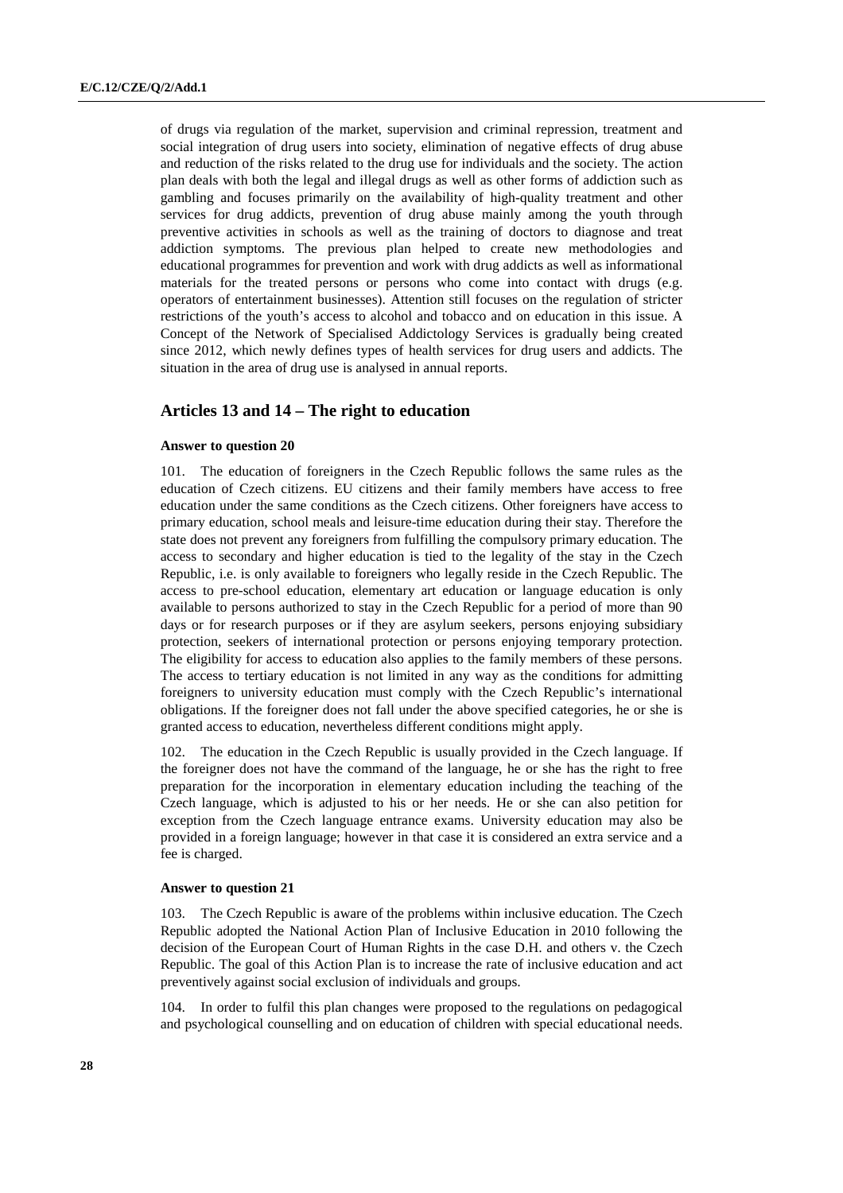of drugs via regulation of the market, supervision and criminal repression, treatment and social integration of drug users into society, elimination of negative effects of drug abuse and reduction of the risks related to the drug use for individuals and the society. The action plan deals with both the legal and illegal drugs as well as other forms of addiction such as gambling and focuses primarily on the availability of high-quality treatment and other services for drug addicts, prevention of drug abuse mainly among the youth through preventive activities in schools as well as the training of doctors to diagnose and treat addiction symptoms. The previous plan helped to create new methodologies and educational programmes for prevention and work with drug addicts as well as informational materials for the treated persons or persons who come into contact with drugs (e.g. operators of entertainment businesses). Attention still focuses on the regulation of stricter restrictions of the youth's access to alcohol and tobacco and on education in this issue. A Concept of the Network of Specialised Addictology Services is gradually being created since 2012, which newly defines types of health services for drug users and addicts. The situation in the area of drug use is analysed in annual reports.

## Articles 13 and 14 – The right to education

#### Answer to question 20

101. The education of foreigners in the Czech Republic follows the same rules as the education of Czech citizens. EU citizens and their family members have access to free education under the same conditions as the Czech citizens. Other foreigners have access to primary education, school meals and leisure-time education during their stay. Therefore the state does not prevent any foreigners from fulfilling the compulsory primary education. The access to secondary and higher education is tied to the legality of the stay in the Czech Republic, i.e. is only available to foreigners who legally reside in the Czech Republic. The access to pre-school education, elementary art education or language education is only available to persons authorized to stay in the Czech Republic for a period of more than 90 days or for research purposes or if they are asylum seekers, persons enjoying subsidiary protection, seekers of international protection or persons enjoying temporary protection. The eligibility for access to education also applies to the family members of these persons. The access to tertiary education is not limited in any way as the conditions for admitting foreigners to university education must comply with the Czech Republic's international obligations. If the foreigner does not fall under the above specified categories, he or she is granted access to education, nevertheless different conditions might apply.

102. The education in the Czech Republic is usually provided in the Czech language. If the foreigner does not have the command of the language, he or she has the right to free preparation for the incorporation in elementary education including the teaching of the Czech language, which is adjusted to his or her needs. He or she can also petition for exception from the Czech language entrance exams. University education may also be provided in a foreign language; however in that case it is considered an extra service and a fee is charged.

#### Answer to question 21

103. The Czech Republic is aware of the problems within inclusive education. The Czech Republic adopted the National Action Plan of Inclusive Education in 2010 following the decision of the European Court of Human Rights in the case D.H. and others v. the Czech Republic. The goal of this Action Plan is to increase the rate of inclusive education and act preventively against social exclusion of individuals and groups.

104. In order to fulfil this plan changes were proposed to the regulations on pedagogical and psychological counselling and on education of children with special educational needs.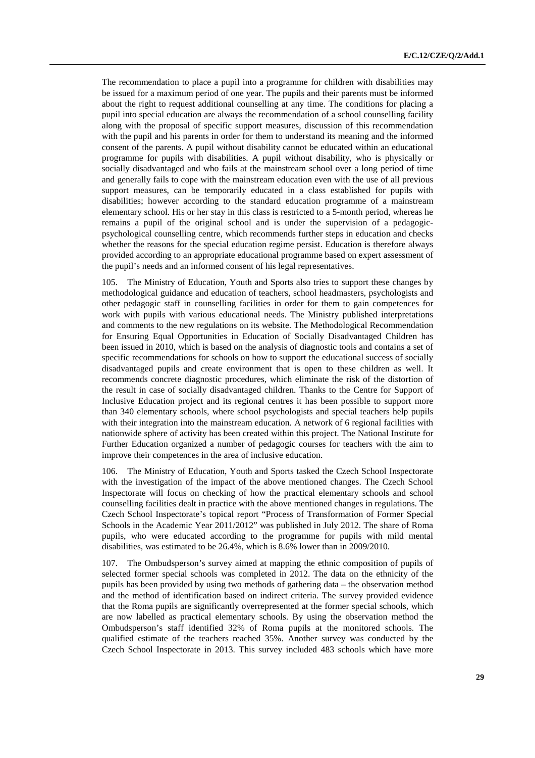The recommendation to place a pupil into a programme for children with disabilities may be issued for a maximum period of one year. The pupils and their parents must be informed about the right to request additional counselling at any time. The conditions for placing a pupil into special education are always the recommendation of a school counselling facility along with the proposal of specific support measures, discussion of this recommendation with the pupil and his parents in order for them to understand its meaning and the informed consent of the parents. A pupil without disability cannot be educated within an educational programme for pupils with disabilities. A pupil without disability, who is physically or socially disadvantaged and who fails at the mainstream school over a long period of time and generally fails to cope with the mainstream education even with the use of all previous support measures, can be temporarily educated in a class established for pupils with disabilities; however according to the standard education programme of a mainstream elementary school. His or her stay in this class is restricted to a 5-month period, whereas he remains a pupil of the original school and is under the supervision of a pedagogic-psychological counselling centre, which recommends further steps in education and checks whether the reasons for the special education regime persist. Education is therefore always provided according to an appropriate educational programme based on expert assessment of the pupil's needs and an informed consent of his legal representatives.

105. The Ministry of Education, Youth and Sports also tries to support these changes by methodological guidance and education of teachers, school headmasters, psychologists and other pedagogic staff in counselling facilities in order for them to gain competences for work with pupils with various educational needs. The Ministry published interpretations and comments to the new regulations on its website. The Methodological Recommendation for Ensuring Equal Opportunities in Education of Socially Disadvantaged Children has been issued in 2010, which is based on the analysis of diagnostic tools and contains a set of specific recommendations for schools on how to support the educational success of socially disadvantaged pupils and create environment that is open to these children as well. It recommends concrete diagnostic procedures, which eliminate the risk of the distortion of the result in case of socially disadvantaged children. Thanks to the Centre for Support of Inclusive Education project and its regional centres it has been possible to support more than 340 elementary schools, where school psychologists and special teachers help pupils with their integration into the mainstream education. A network of 6 regional facilities with nationwide sphere of activity has been created within this project. The National Institute for Further Education organized a number of pedagogic courses for teachers with the aim to improve their competences in the area of inclusive education.

106. The Ministry of Education, Youth and Sports tasked the Czech School Inspectorate with the investigation of the impact of the above mentioned changes. The Czech School Inspectorate will focus on checking of how the practical elementary schools and school counselling facilities dealt in practice with the above mentioned changes in regulations. The Czech School Inspectorate's topical report "Process of Transformation of Former Special Schools in the Academic Year 2011/2012" was published in July 2012. The share of Roma pupils, who were educated according to the programme for pupils with mild mental disabilities, was estimated to be 26.4%, which is 8.6% lower than in 2009/2010.

107. The Ombudsperson's survey aimed at mapping the ethnic composition of pupils of selected former special schools was completed in 2012. The data on the ethnicity of the pupils has been provided by using two methods of gathering data – the observation method and the method of identification based on indirect criteria. The survey provided evidence that the Roma pupils are significantly overrepresented at the former special schools, which are now labelled as practical elementary schools. By using the observation method the Ombudsperson's staff identified 32% of Roma pupils at the monitored schools. The qualified estimate of the teachers reached 35%. Another survey was conducted by the Czech School Inspectorate in 2013. This survey included 483 schools which have more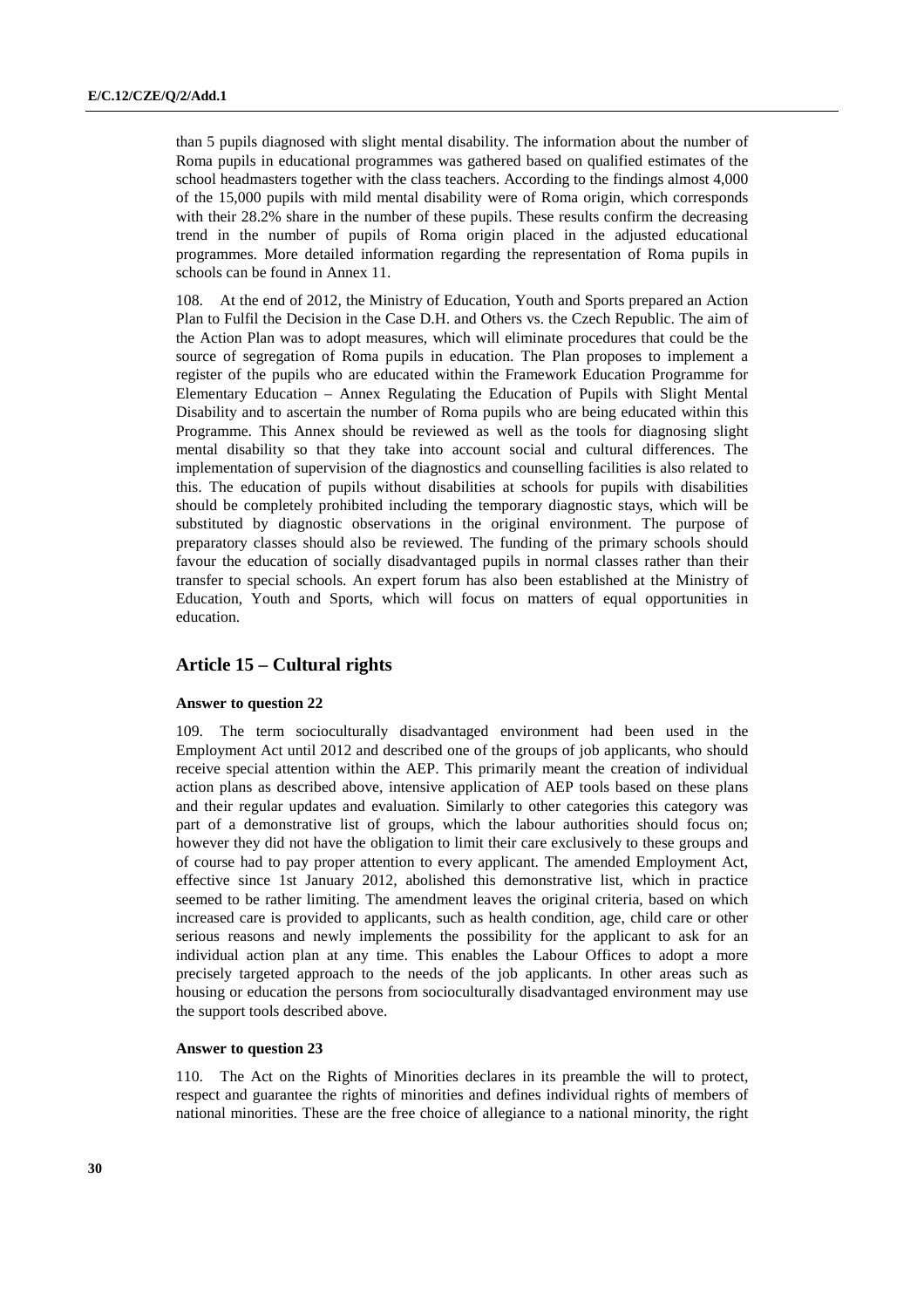than 5 pupils diagnosed with slight mental disability. The information about the number of Roma pupils in educational programmes was gathered based on qualified estimates of the school headmasters together with the class teachers. According to the findings almost 4,000 of the 15,000 pupils with mild mental disability were of Roma origin, which corresponds with their 28.2% share in the number of these pupils. These results confirm the decreasing trend in the number of pupils of Roma origin placed in the adjusted educational programmes. More detailed information regarding the representation of Roma pupils in schools can be found in Annex 11.

108. At the end of 2012, the Ministry of Education, Youth and Sports prepared an Action Plan to Fulfil the Decision in the Case D.H. and Others vs. the Czech Republic. The aim of the Action Plan was to adopt measures, which will eliminate procedures that could be the source of segregation of Roma pupils in education. The Plan proposes to implement a register of the pupils who are educated within the Framework Education Programme for Elementary Education – Annex Regulating the Education of Pupils with Slight Mental Disability and to ascertain the number of Roma pupils who are being educated within this Programme. This Annex should be reviewed as well as the tools for diagnosing slight mental disability so that they take into account social and cultural differences. The implementation of supervision of the diagnostics and counselling facilities is also related to this. The education of pupils without disabilities at schools for pupils with disabilities should be completely prohibited including the temporary diagnostic stays, which will be substituted by diagnostic observations in the original environment. The purpose of preparatory classes should also be reviewed. The funding of the primary schools should favour the education of socially disadvantaged pupils in normal classes rather than their transfer to special schools. An expert forum has also been established at the Ministry of Education, Youth and Sports, which will focus on matters of equal opportunities in education.

## Article 15 – Cultural rights

### Answer to question 22

109. The term socioculturally disadvantaged environment had been used in the Employment Act until 2012 and described one of the groups of job applicants, who should receive special attention within the AEP. This primarily meant the creation of individual action plans as described above, intensive application of AEP tools based on these plans and their regular updates and evaluation. Similarly to other categories this category was part of a demonstrative list of groups, which the labour authorities should focus on; however they did not have the obligation to limit their care exclusively to these groups and of course had to pay proper attention to every applicant. The amended Employment Act, effective since 1st January 2012, abolished this demonstrative list, which in practice seemed to be rather limiting. The amendment leaves the original criteria, based on which increased care is provided to applicants, such as health condition, age, child care or other serious reasons and newly implements the possibility for the applicant to ask for an individual action plan at any time. This enables the Labour Offices to adopt a more precisely targeted approach to the needs of the job applicants. In other areas such as housing or education the persons from socioculturally disadvantaged environment may use the support tools described above.

### Answer to question 23

110. The Act on the Rights of Minorities declares in its preamble the will to protect, respect and guarantee the rights of minorities and defines individual rights of members of national minorities. These are the free choice of allegiance to a national minority, the right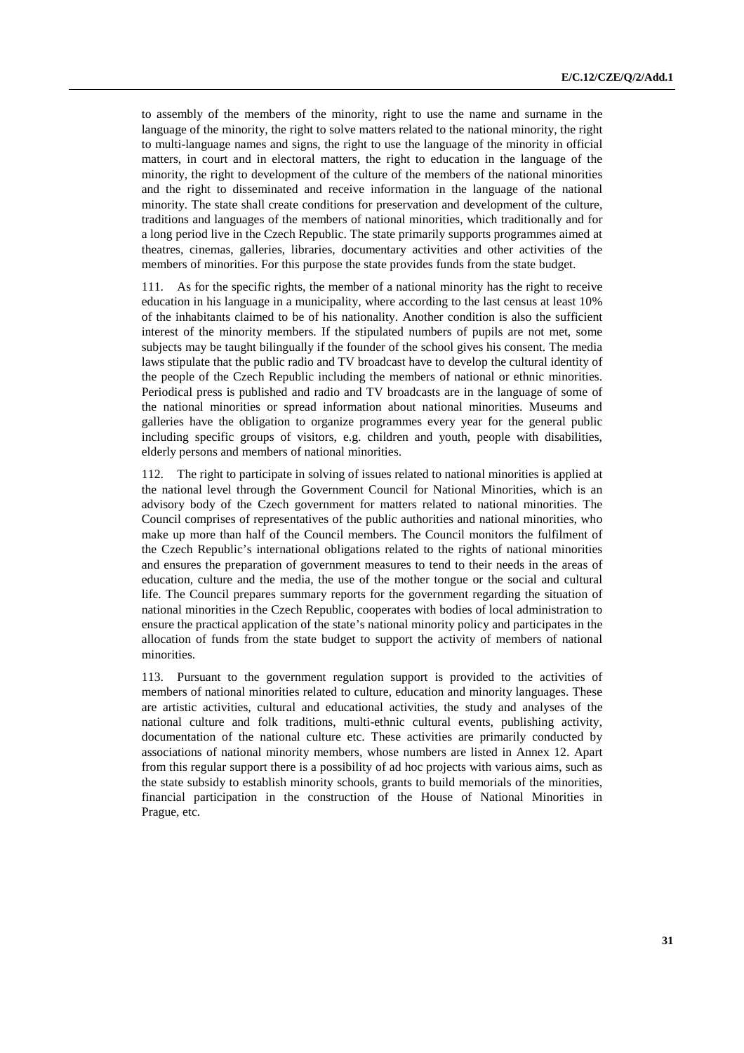to assembly of the members of the minority, right to use the name and surname in the language of the minority, the right to solve matters related to the national minority, the right to multi-language names and signs, the right to use the language of the minority in official matters, in court and in electoral matters, the right to education in the language of the minority, the right to development of the culture of the members of the national minorities and the right to disseminated and receive information in the language of the national minority. The state shall create conditions for preservation and development of the culture, traditions and languages of the members of national minorities, which traditionally and for a long period live in the Czech Republic. The state primarily supports programmes aimed at theatres, cinemas, galleries, libraries, documentary activities and other activities of the members of minorities. For this purpose the state provides funds from the state budget.

111. As for the specific rights, the member of a national minority has the right to receive education in his language in a municipality, where according to the last census at least 10% of the inhabitants claimed to be of his nationality. Another condition is also the sufficient interest of the minority members. If the stipulated numbers of pupils are not met, some subjects may be taught bilingually if the founder of the school gives his consent. The media laws stipulate that the public radio and TV broadcast have to develop the cultural identity of the people of the Czech Republic including the members of national or ethnic minorities. Periodical press is published and radio and TV broadcasts are in the language of some of the national minorities or spread information about national minorities. Museums and galleries have the obligation to organize programmes every year for the general public including specific groups of visitors, e.g. children and youth, people with disabilities, elderly persons and members of national minorities.

112. The right to participate in solving of issues related to national minorities is applied at the national level through the Government Council for National Minorities, which is an advisory body of the Czech government for matters related to national minorities. The Council comprises of representatives of the public authorities and national minorities, who make up more than half of the Council members. The Council monitors the fulfilment of the Czech Republic's international obligations related to the rights of national minorities and ensures the preparation of government measures to tend to their needs in the areas of education, culture and the media, the use of the mother tongue or the social and cultural life. The Council prepares summary reports for the government regarding the situation of national minorities in the Czech Republic, cooperates with bodies of local administration to ensure the practical application of the state's national minority policy and participates in the allocation of funds from the state budget to support the activity of members of national minorities.

113. Pursuant to the government regulation support is provided to the activities of members of national minorities related to culture, education and minority languages. These are artistic activities, cultural and educational activities, the study and analyses of the national culture and folk traditions, multi-ethnic cultural events, publishing activity, documentation of the national culture etc. These activities are primarily conducted by associations of national minority members, whose numbers are listed in Annex 12. Apart from this regular support there is a possibility of ad hoc projects with various aims, such as the state subsidy to establish minority schools, grants to build memorials of the minorities, financial participation in the construction of the House of National Minorities in Prague, etc.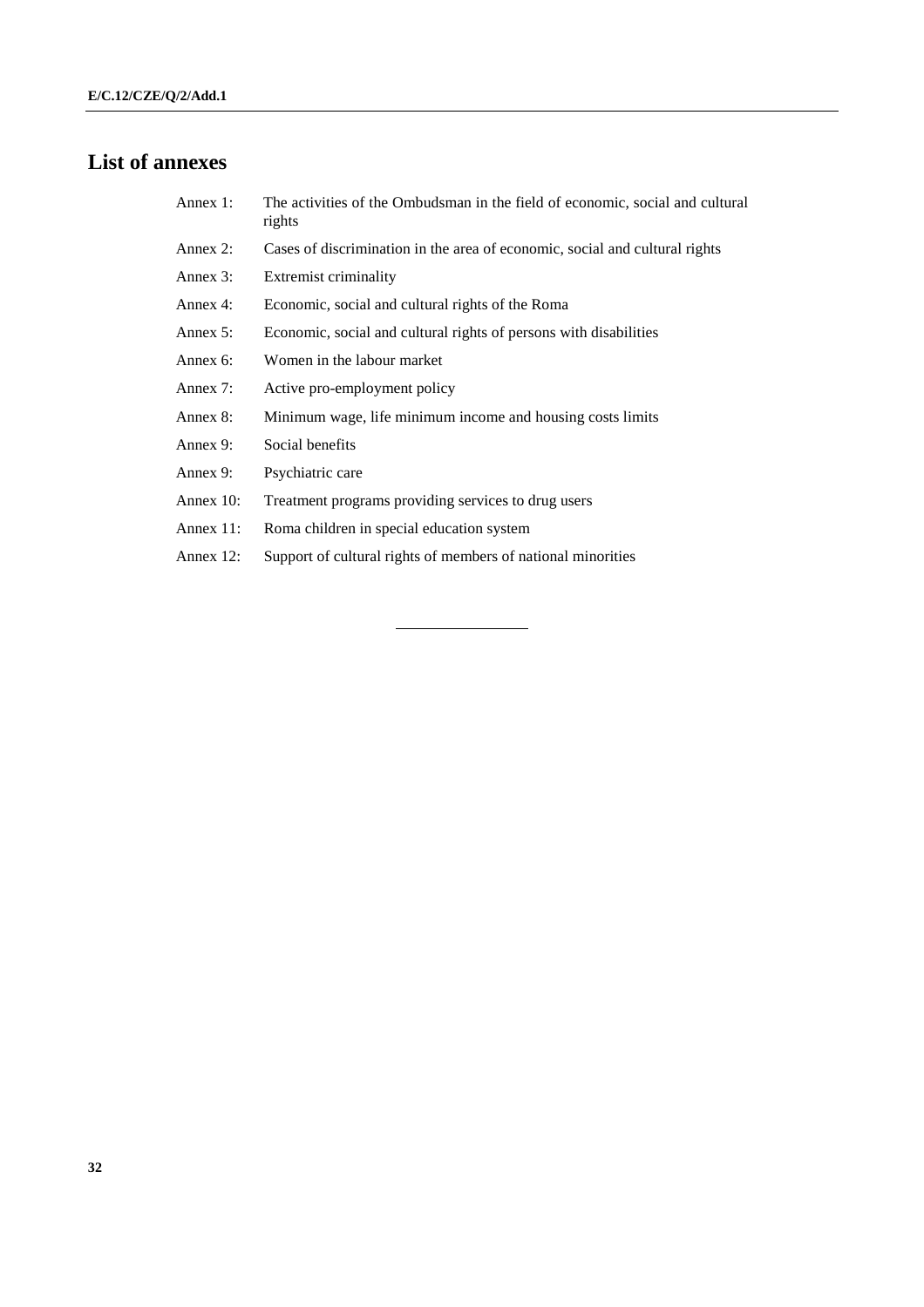## List of annexes

| | |
|---|---|
| Annex 1: | The activities of the Ombudsman in the field of economic, social and cultural rights |
| Annex 2: | Cases of discrimination in the area of economic, social and cultural rights |
| Annex 3: | Extremist criminality |
| Annex 4: | Economic, social and cultural rights of the Roma |
| Annex 5: | Economic, social and cultural rights of persons with disabilities |
| Annex 6: | Women in the labour market |
| Annex 7: | Active pro-employment policy |
| Annex 8: | Minimum wage, life minimum income and housing costs limits |
| Annex 9: | Social benefits |
| Annex 9: | Psychiatric care |
| Annex 10: | Treatment programs providing services to drug users |
| Annex 11: | Roma children in special education system |
| Annex 12: | Support of cultural rights of members of national minorities |